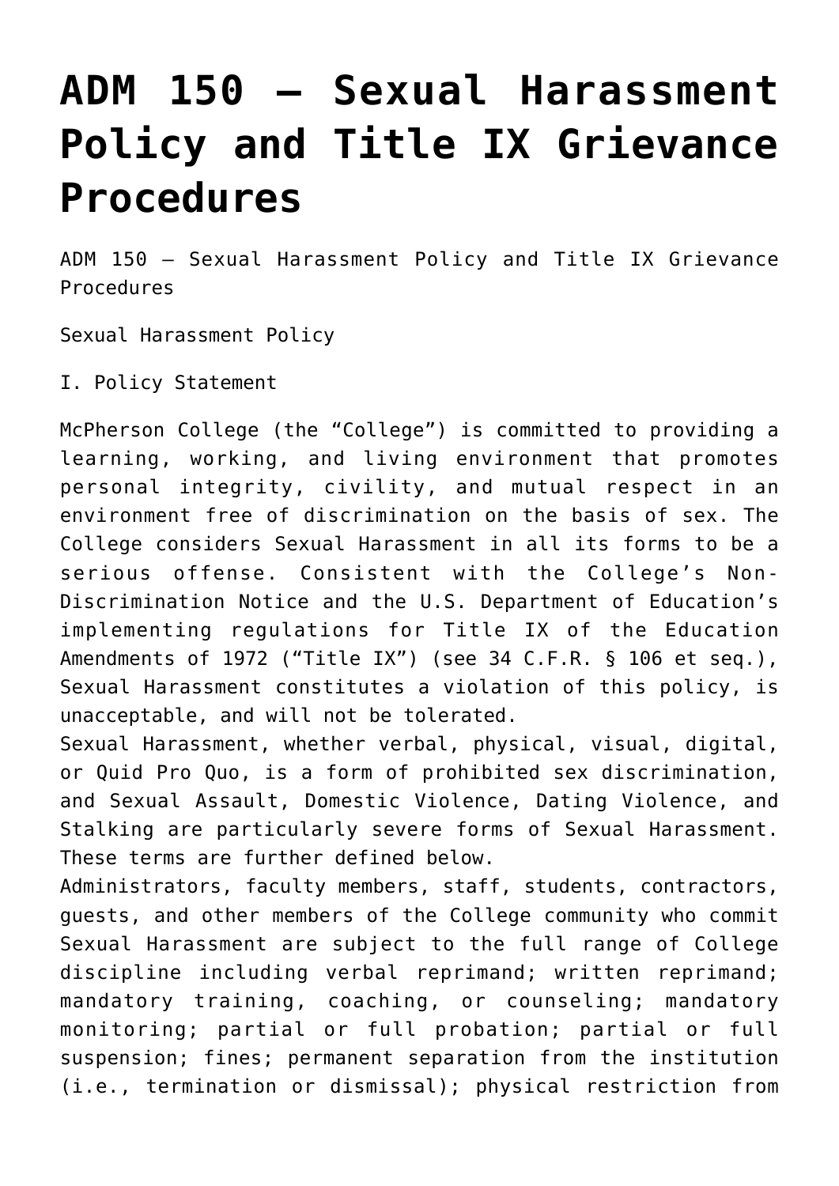# ADM 150 – Sexual Harassment Policy and Title IX Grievance Procedures

ADM 150 – Sexual Harassment Policy and Title IX Grievance Procedures

Sexual Harassment Policy

I. Policy Statement

McPherson College (the "College") is committed to providing a learning, working, and living environment that promotes personal integrity, civility, and mutual respect in an environment free of discrimination on the basis of sex. The College considers Sexual Harassment in all its forms to be a serious offense. Consistent with the College's Non-Discrimination Notice and the U.S. Department of Education's implementing regulations for Title IX of the Education Amendments of 1972 ("Title IX") (see 34 C.F.R. § 106 et seq.), Sexual Harassment constitutes a violation of this policy, is unacceptable, and will not be tolerated.

Sexual Harassment, whether verbal, physical, visual, digital, or Quid Pro Quo, is a form of prohibited sex discrimination, and Sexual Assault, Domestic Violence, Dating Violence, and Stalking are particularly severe forms of Sexual Harassment. These terms are further defined below.

Administrators, faculty members, staff, students, contractors, guests, and other members of the College community who commit Sexual Harassment are subject to the full range of College discipline including verbal reprimand; written reprimand; mandatory training, coaching, or counseling; mandatory monitoring; partial or full probation; partial or full suspension; fines; permanent separation from the institution (i.e., termination or dismissal); physical restriction from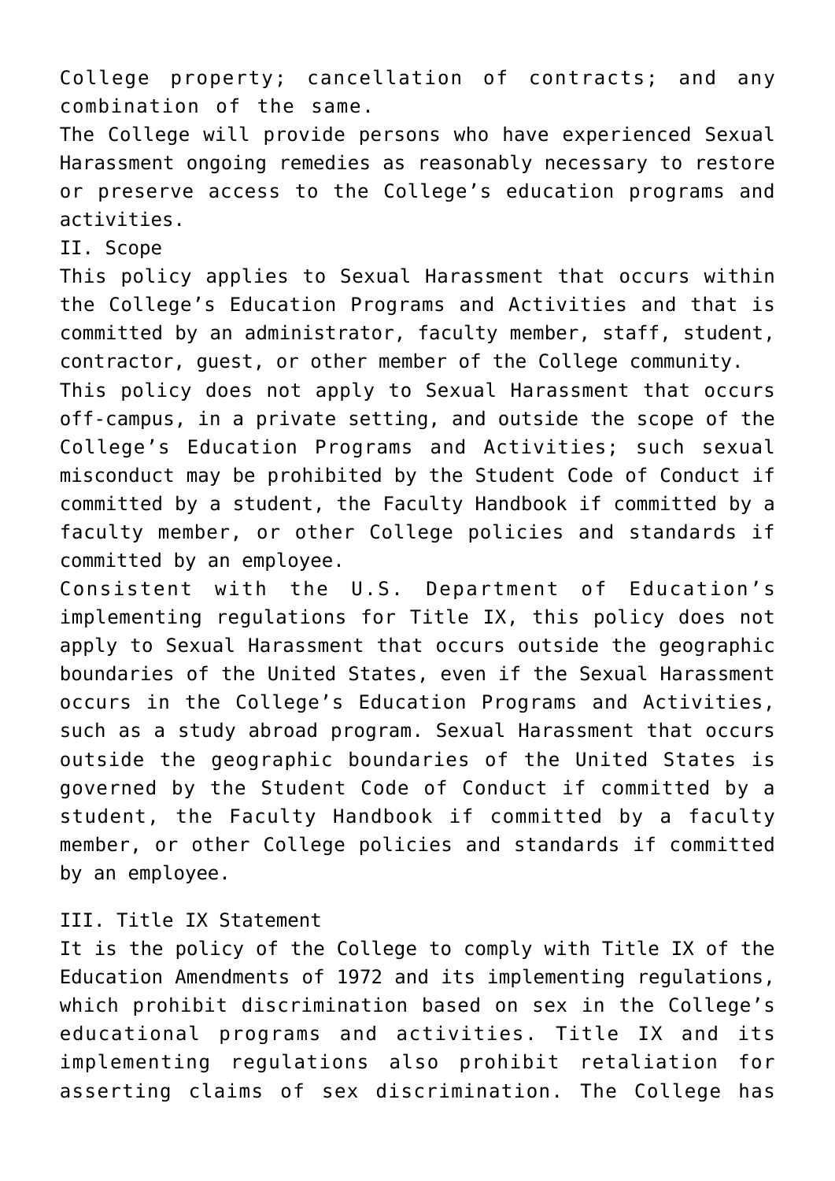College property; cancellation of contracts; and any combination of the same.

The College will provide persons who have experienced Sexual Harassment ongoing remedies as reasonably necessary to restore or preserve access to the College's education programs and activities.

## II. Scope

This policy applies to Sexual Harassment that occurs within the College's Education Programs and Activities and that is committed by an administrator, faculty member, staff, student, contractor, guest, or other member of the College community.

This policy does not apply to Sexual Harassment that occurs off-campus, in a private setting, and outside the scope of the College's Education Programs and Activities; such sexual misconduct may be prohibited by the Student Code of Conduct if committed by a student, the Faculty Handbook if committed by a faculty member, or other College policies and standards if committed by an employee.

Consistent with the U.S. Department of Education's implementing regulations for Title IX, this policy does not apply to Sexual Harassment that occurs outside the geographic boundaries of the United States, even if the Sexual Harassment occurs in the College's Education Programs and Activities, such as a study abroad program. Sexual Harassment that occurs outside the geographic boundaries of the United States is governed by the Student Code of Conduct if committed by a student, the Faculty Handbook if committed by a faculty member, or other College policies and standards if committed by an employee.

## III. Title IX Statement

It is the policy of the College to comply with Title IX of the Education Amendments of 1972 and its implementing regulations, which prohibit discrimination based on sex in the College's educational programs and activities. Title IX and its implementing regulations also prohibit retaliation for asserting claims of sex discrimination. The College has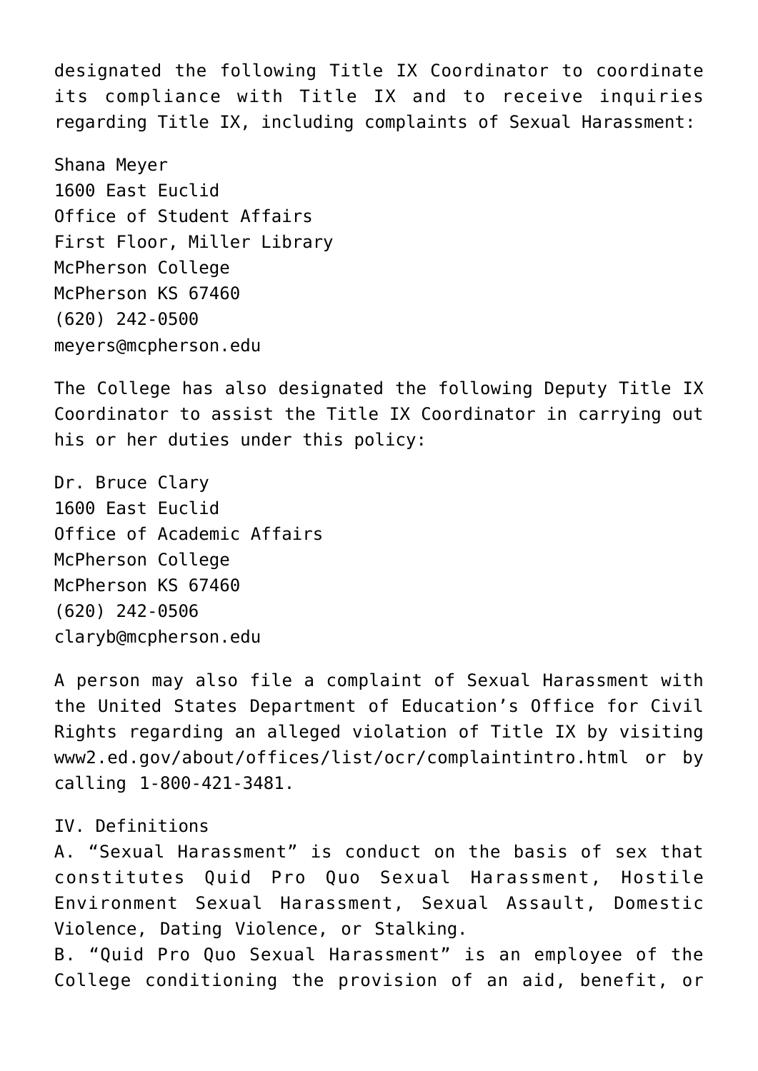designated the following Title IX Coordinator to coordinate its compliance with Title IX and to receive inquiries regarding Title IX, including complaints of Sexual Harassment:

Shana Meyer
1600 East Euclid
Office of Student Affairs
First Floor, Miller Library
McPherson College
McPherson KS 67460
(620) 242-0500
meyers@mcpherson.edu

The College has also designated the following Deputy Title IX Coordinator to assist the Title IX Coordinator in carrying out his or her duties under this policy:

Dr. Bruce Clary
1600 East Euclid
Office of Academic Affairs
McPherson College
McPherson KS 67460
(620) 242-0506
claryb@mcpherson.edu

A person may also file a complaint of Sexual Harassment with the United States Department of Education's Office for Civil Rights regarding an alleged violation of Title IX by visiting www2.ed.gov/about/offices/list/ocr/complaintintro.html or by calling 1-800-421-3481.

## IV. Definitions

A. "Sexual Harassment" is conduct on the basis of sex that constitutes Quid Pro Quo Sexual Harassment, Hostile Environment Sexual Harassment, Sexual Assault, Domestic Violence, Dating Violence, or Stalking.

B. "Quid Pro Quo Sexual Harassment" is an employee of the College conditioning the provision of an aid, benefit, or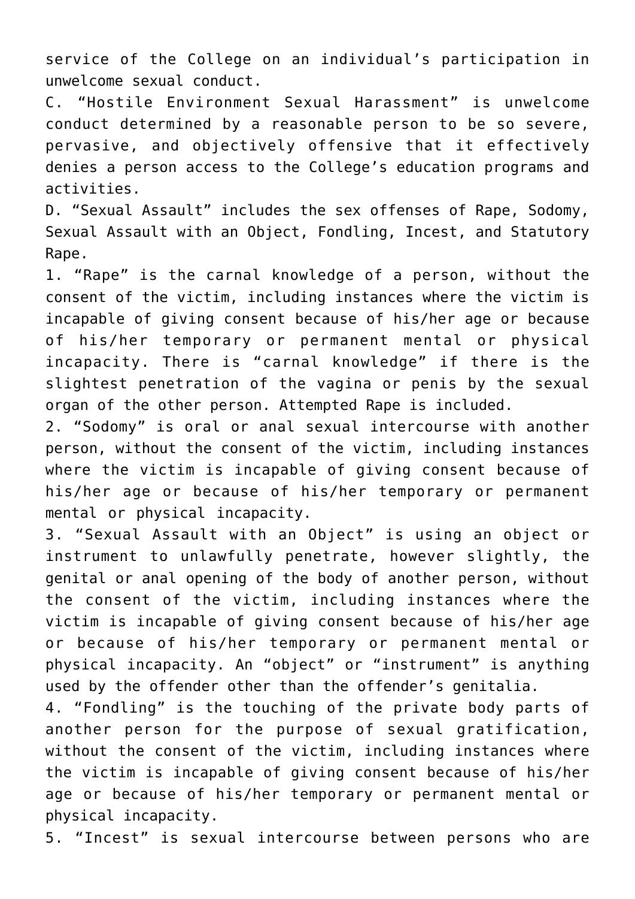service of the College on an individual's participation in unwelcome sexual conduct.

C. "Hostile Environment Sexual Harassment" is unwelcome conduct determined by a reasonable person to be so severe, pervasive, and objectively offensive that it effectively denies a person access to the College's education programs and activities.

D. "Sexual Assault" includes the sex offenses of Rape, Sodomy, Sexual Assault with an Object, Fondling, Incest, and Statutory Rape.

1. "Rape" is the carnal knowledge of a person, without the consent of the victim, including instances where the victim is incapable of giving consent because of his/her age or because of his/her temporary or permanent mental or physical incapacity. There is "carnal knowledge" if there is the slightest penetration of the vagina or penis by the sexual organ of the other person. Attempted Rape is included.

2. "Sodomy" is oral or anal sexual intercourse with another person, without the consent of the victim, including instances where the victim is incapable of giving consent because of his/her age or because of his/her temporary or permanent mental or physical incapacity.

3. "Sexual Assault with an Object" is using an object or instrument to unlawfully penetrate, however slightly, the genital or anal opening of the body of another person, without the consent of the victim, including instances where the victim is incapable of giving consent because of his/her age or because of his/her temporary or permanent mental or physical incapacity. An "object" or "instrument" is anything used by the offender other than the offender's genitalia.

4. "Fondling" is the touching of the private body parts of another person for the purpose of sexual gratification, without the consent of the victim, including instances where the victim is incapable of giving consent because of his/her age or because of his/her temporary or permanent mental or physical incapacity.

5. "Incest" is sexual intercourse between persons who are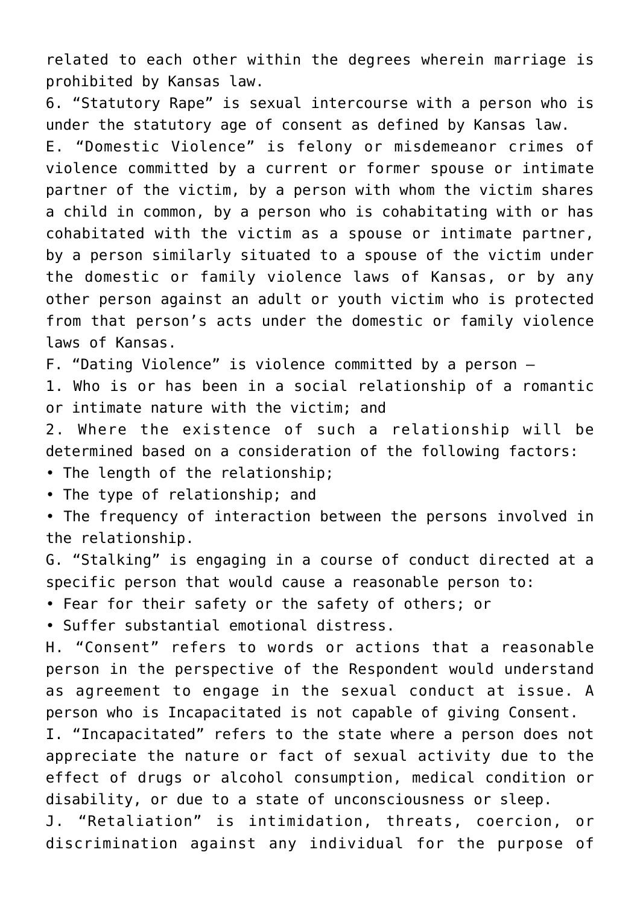related to each other within the degrees wherein marriage is prohibited by Kansas law.

6. "Statutory Rape" is sexual intercourse with a person who is under the statutory age of consent as defined by Kansas law.

E. "Domestic Violence" is felony or misdemeanor crimes of violence committed by a current or former spouse or intimate partner of the victim, by a person with whom the victim shares a child in common, by a person who is cohabitating with or has cohabitated with the victim as a spouse or intimate partner, by a person similarly situated to a spouse of the victim under the domestic or family violence laws of Kansas, or by any other person against an adult or youth victim who is protected from that person's acts under the domestic or family violence laws of Kansas.

F. "Dating Violence" is violence committed by a person –

1. Who is or has been in a social relationship of a romantic or intimate nature with the victim; and

2. Where the existence of such a relationship will be determined based on a consideration of the following factors:

- The length of the relationship;
- The type of relationship; and
- The frequency of interaction between the persons involved in the relationship.

G. "Stalking" is engaging in a course of conduct directed at a specific person that would cause a reasonable person to:

- Fear for their safety or the safety of others; or
- Suffer substantial emotional distress.

H. "Consent" refers to words or actions that a reasonable person in the perspective of the Respondent would understand as agreement to engage in the sexual conduct at issue. A person who is Incapacitated is not capable of giving Consent.

I. "Incapacitated" refers to the state where a person does not appreciate the nature or fact of sexual activity due to the effect of drugs or alcohol consumption, medical condition or disability, or due to a state of unconsciousness or sleep.

J. "Retaliation" is intimidation, threats, coercion, or discrimination against any individual for the purpose of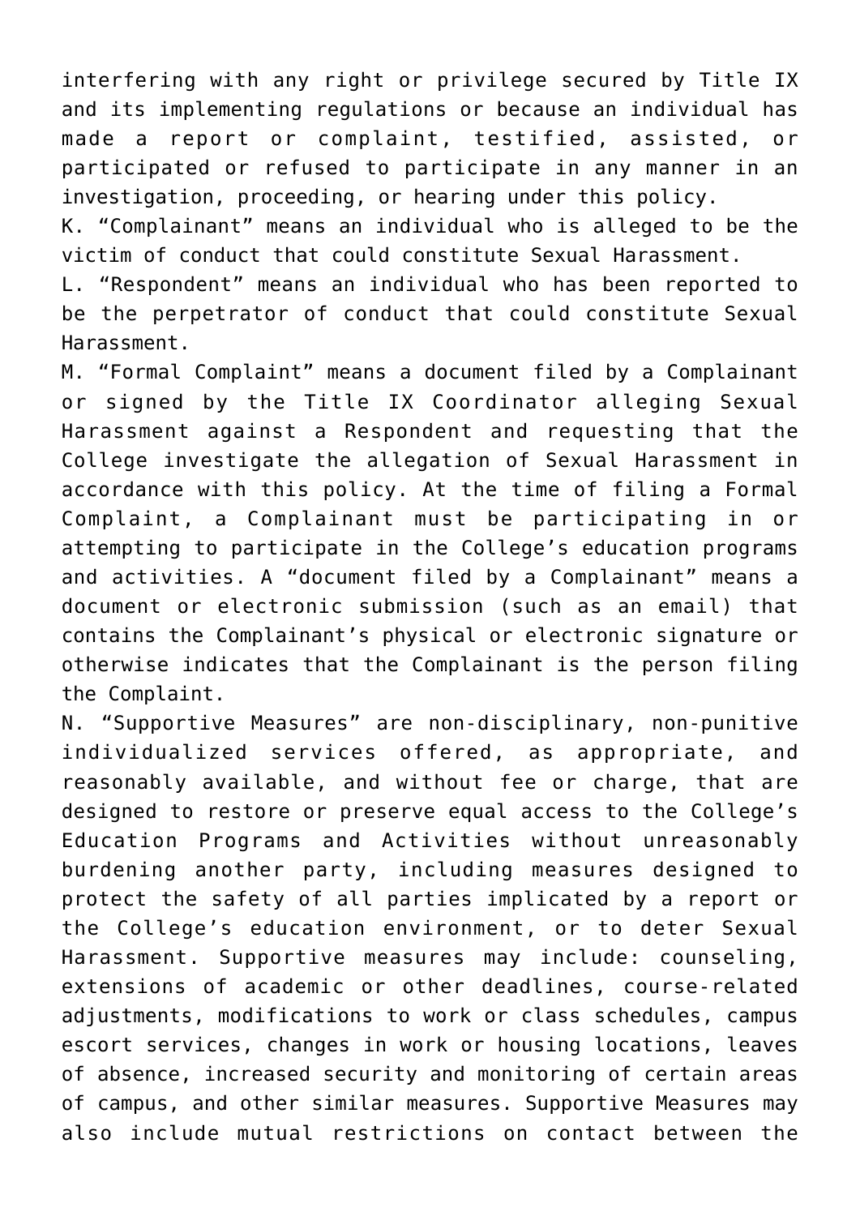interfering with any right or privilege secured by Title IX and its implementing regulations or because an individual has made a report or complaint, testified, assisted, or participated or refused to participate in any manner in an investigation, proceeding, or hearing under this policy.

K. “Complainant” means an individual who is alleged to be the victim of conduct that could constitute Sexual Harassment.

L. “Respondent” means an individual who has been reported to be the perpetrator of conduct that could constitute Sexual Harassment.

M. “Formal Complaint” means a document filed by a Complainant or signed by the Title IX Coordinator alleging Sexual Harassment against a Respondent and requesting that the College investigate the allegation of Sexual Harassment in accordance with this policy. At the time of filing a Formal Complaint, a Complainant must be participating in or attempting to participate in the College’s education programs and activities. A “document filed by a Complainant” means a document or electronic submission (such as an email) that contains the Complainant’s physical or electronic signature or otherwise indicates that the Complainant is the person filing the Complaint.

N. “Supportive Measures” are non-disciplinary, non-punitive individualized services offered, as appropriate, and reasonably available, and without fee or charge, that are designed to restore or preserve equal access to the College’s Education Programs and Activities without unreasonably burdening another party, including measures designed to protect the safety of all parties implicated by a report or the College’s education environment, or to deter Sexual Harassment. Supportive measures may include: counseling, extensions of academic or other deadlines, course-related adjustments, modifications to work or class schedules, campus escort services, changes in work or housing locations, leaves of absence, increased security and monitoring of certain areas of campus, and other similar measures. Supportive Measures may also include mutual restrictions on contact between the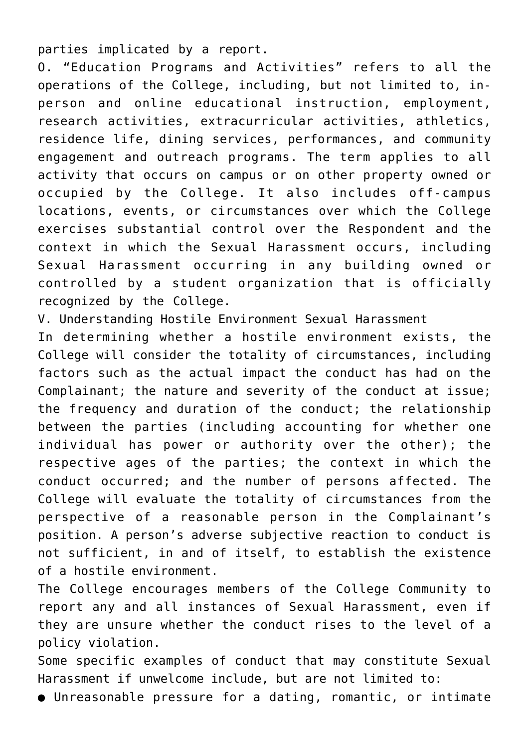parties implicated by a report.

O. "Education Programs and Activities" refers to all the operations of the College, including, but not limited to, in-person and online educational instruction, employment, research activities, extracurricular activities, athletics, residence life, dining services, performances, and community engagement and outreach programs. The term applies to all activity that occurs on campus or on other property owned or occupied by the College. It also includes off-campus locations, events, or circumstances over which the College exercises substantial control over the Respondent and the context in which the Sexual Harassment occurs, including Sexual Harassment occurring in any building owned or controlled by a student organization that is officially recognized by the College.

## V. Understanding Hostile Environment Sexual Harassment

In determining whether a hostile environment exists, the College will consider the totality of circumstances, including factors such as the actual impact the conduct has had on the Complainant; the nature and severity of the conduct at issue; the frequency and duration of the conduct; the relationship between the parties (including accounting for whether one individual has power or authority over the other); the respective ages of the parties; the context in which the conduct occurred; and the number of persons affected. The College will evaluate the totality of circumstances from the perspective of a reasonable person in the Complainant's position. A person's adverse subjective reaction to conduct is not sufficient, in and of itself, to establish the existence of a hostile environment.

The College encourages members of the College Community to report any and all instances of Sexual Harassment, even if they are unsure whether the conduct rises to the level of a policy violation.

Some specific examples of conduct that may constitute Sexual Harassment if unwelcome include, but are not limited to:

- Unreasonable pressure for a dating, romantic, or intimate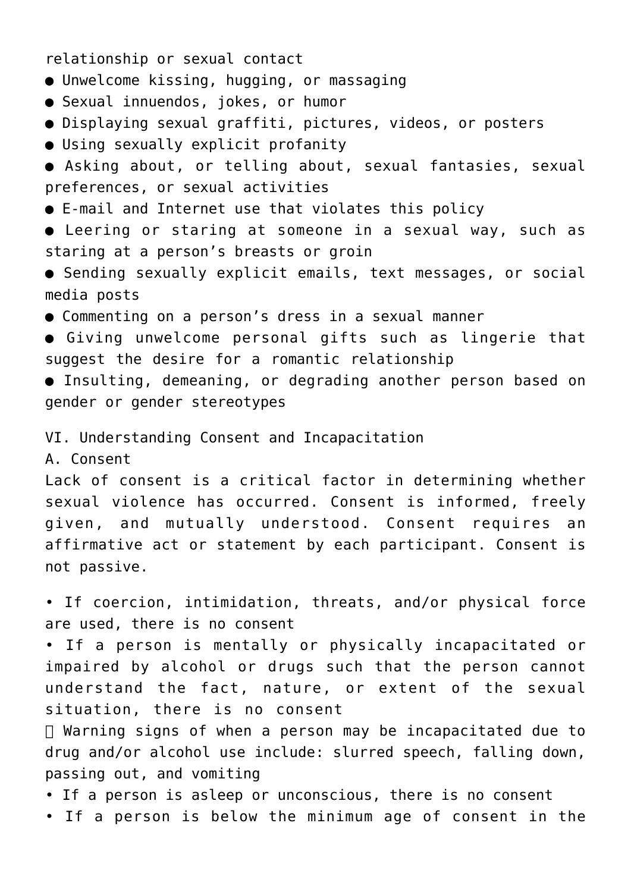relationship or sexual contact

- Unwelcome kissing, hugging, or massaging
- Sexual innuendos, jokes, or humor
- Displaying sexual graffiti, pictures, videos, or posters
- Using sexually explicit profanity
- Asking about, or telling about, sexual fantasies, sexual preferences, or sexual activities
- E-mail and Internet use that violates this policy
- Leering or staring at someone in a sexual way, such as staring at a person’s breasts or groin
- Sending sexually explicit emails, text messages, or social media posts
- Commenting on a person’s dress in a sexual manner
- Giving unwelcome personal gifts such as lingerie that suggest the desire for a romantic relationship
- Insulting, demeaning, or degrading another person based on gender or gender stereotypes

## VI. Understanding Consent and Incapacitation

### A. Consent

Lack of consent is a critical factor in determining whether sexual violence has occurred. Consent is informed, freely given, and mutually understood. Consent requires an affirmative act or statement by each participant. Consent is not passive.

- If coercion, intimidation, threats, and/or physical force are used, there is no consent
- If a person is mentally or physically incapacitated or impaired by alcohol or drugs such that the person cannot understand the fact, nature, or extent of the sexual situation, there is no consent
  - Warning signs of when a person may be incapacitated due to drug and/or alcohol use include: slurred speech, falling down, passing out, and vomiting
- If a person is asleep or unconscious, there is no consent
- If a person is below the minimum age of consent in the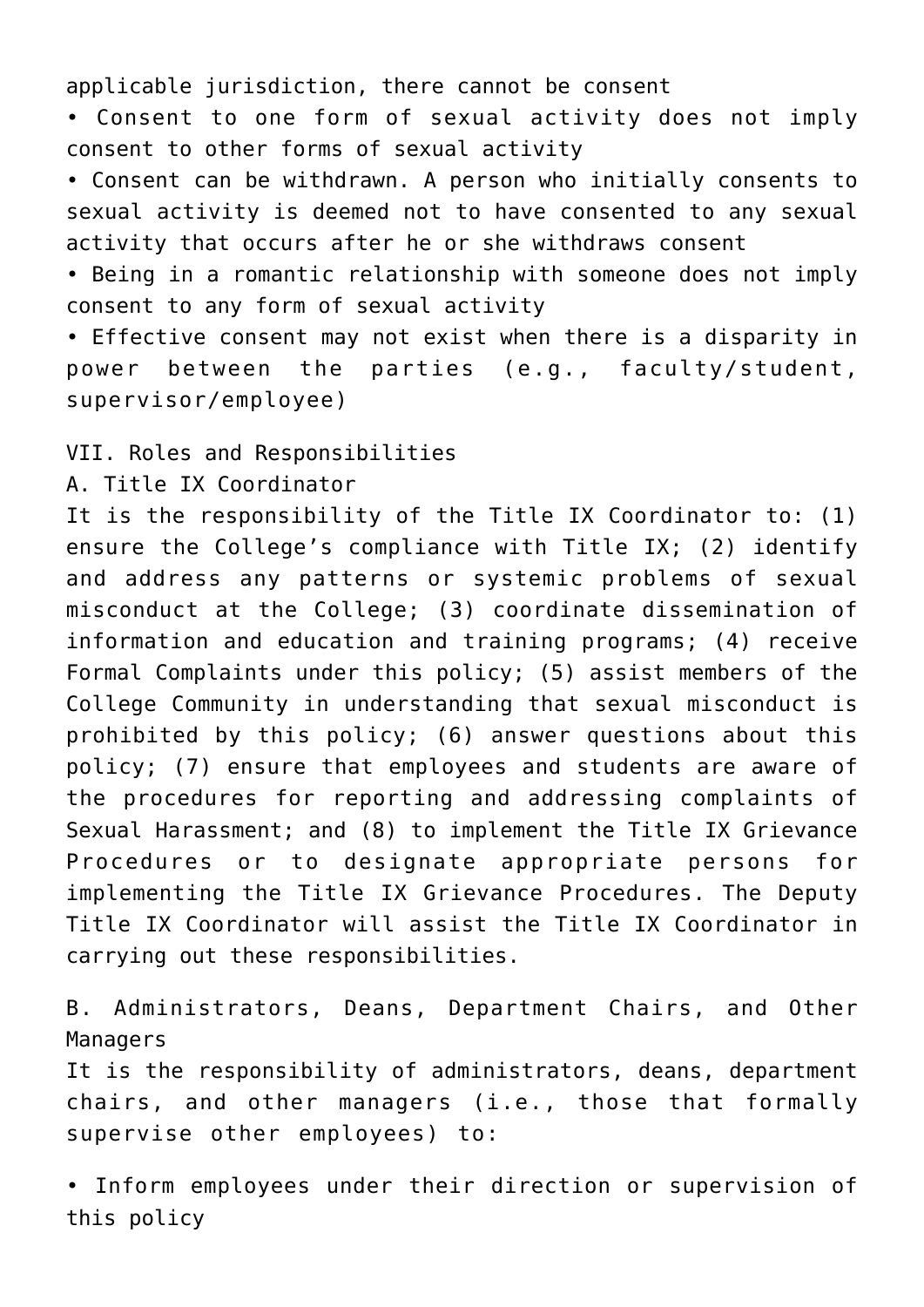applicable jurisdiction, there cannot be consent

- Consent to one form of sexual activity does not imply consent to other forms of sexual activity
- Consent can be withdrawn. A person who initially consents to sexual activity is deemed not to have consented to any sexual activity that occurs after he or she withdraws consent
- Being in a romantic relationship with someone does not imply consent to any form of sexual activity
- Effective consent may not exist when there is a disparity in power between the parties (e.g., faculty/student, supervisor/employee)

## VII. Roles and Responsibilities

### A. Title IX Coordinator

It is the responsibility of the Title IX Coordinator to: (1) ensure the College's compliance with Title IX; (2) identify and address any patterns or systemic problems of sexual misconduct at the College; (3) coordinate dissemination of information and education and training programs; (4) receive Formal Complaints under this policy; (5) assist members of the College Community in understanding that sexual misconduct is prohibited by this policy; (6) answer questions about this policy; (7) ensure that employees and students are aware of the procedures for reporting and addressing complaints of Sexual Harassment; and (8) to implement the Title IX Grievance Procedures or to designate appropriate persons for implementing the Title IX Grievance Procedures. The Deputy Title IX Coordinator will assist the Title IX Coordinator in carrying out these responsibilities.

### B. Administrators, Deans, Department Chairs, and Other Managers

It is the responsibility of administrators, deans, department chairs, and other managers (i.e., those that formally supervise other employees) to:

- Inform employees under their direction or supervision of this policy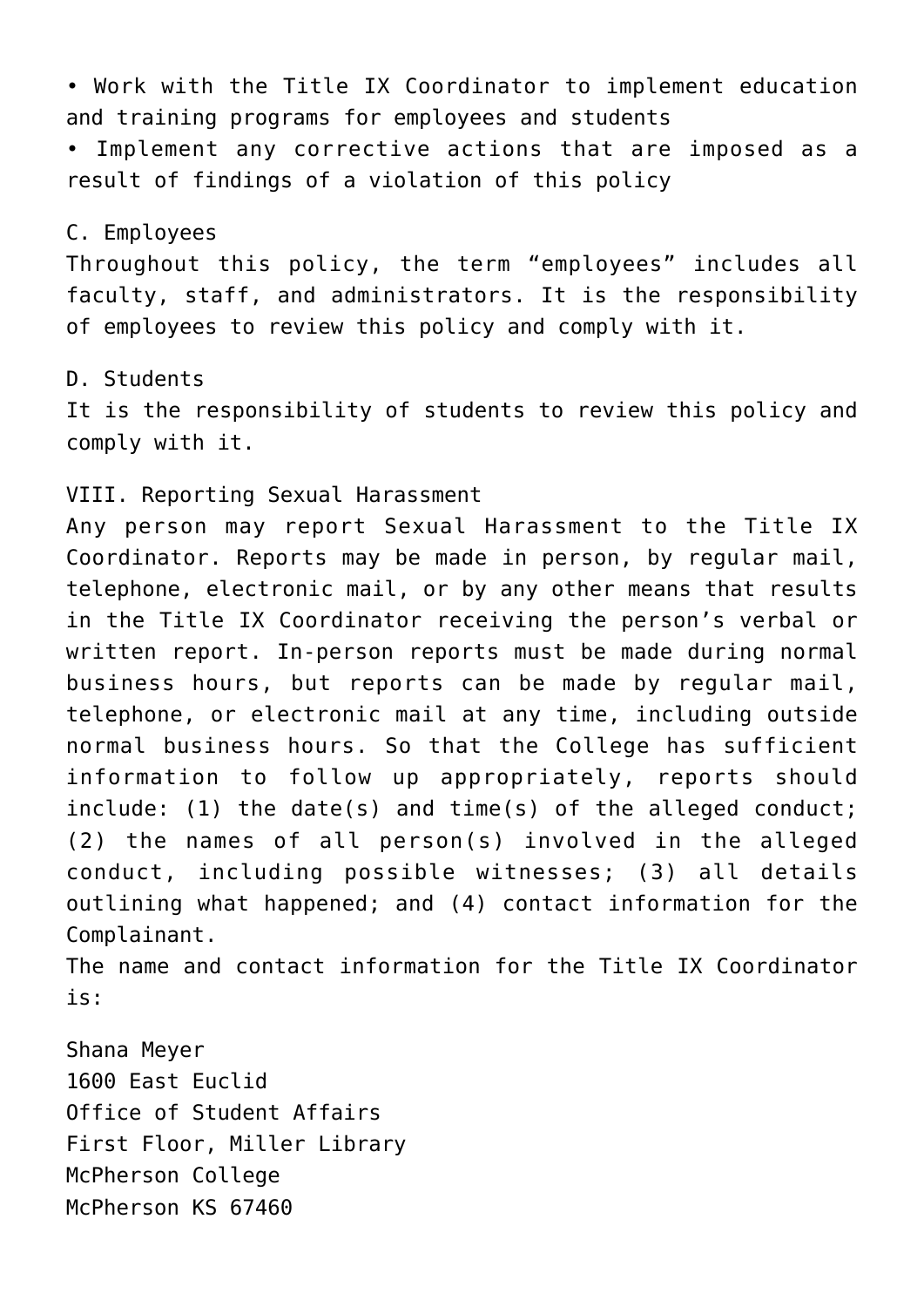- Work with the Title IX Coordinator to implement education and training programs for employees and students
- Implement any corrective actions that are imposed as a result of findings of a violation of this policy

### C. Employees

Throughout this policy, the term "employees" includes all faculty, staff, and administrators. It is the responsibility of employees to review this policy and comply with it.

### D. Students

It is the responsibility of students to review this policy and comply with it.

## VIII. Reporting Sexual Harassment

Any person may report Sexual Harassment to the Title IX Coordinator. Reports may be made in person, by regular mail, telephone, electronic mail, or by any other means that results in the Title IX Coordinator receiving the person's verbal or written report. In-person reports must be made during normal business hours, but reports can be made by regular mail, telephone, or electronic mail at any time, including outside normal business hours. So that the College has sufficient information to follow up appropriately, reports should include: (1) the date(s) and time(s) of the alleged conduct; (2) the names of all person(s) involved in the alleged conduct, including possible witnesses; (3) all details outlining what happened; and (4) contact information for the Complainant.

The name and contact information for the Title IX Coordinator is:

Shana Meyer
1600 East Euclid
Office of Student Affairs
First Floor, Miller Library
McPherson College
McPherson KS 67460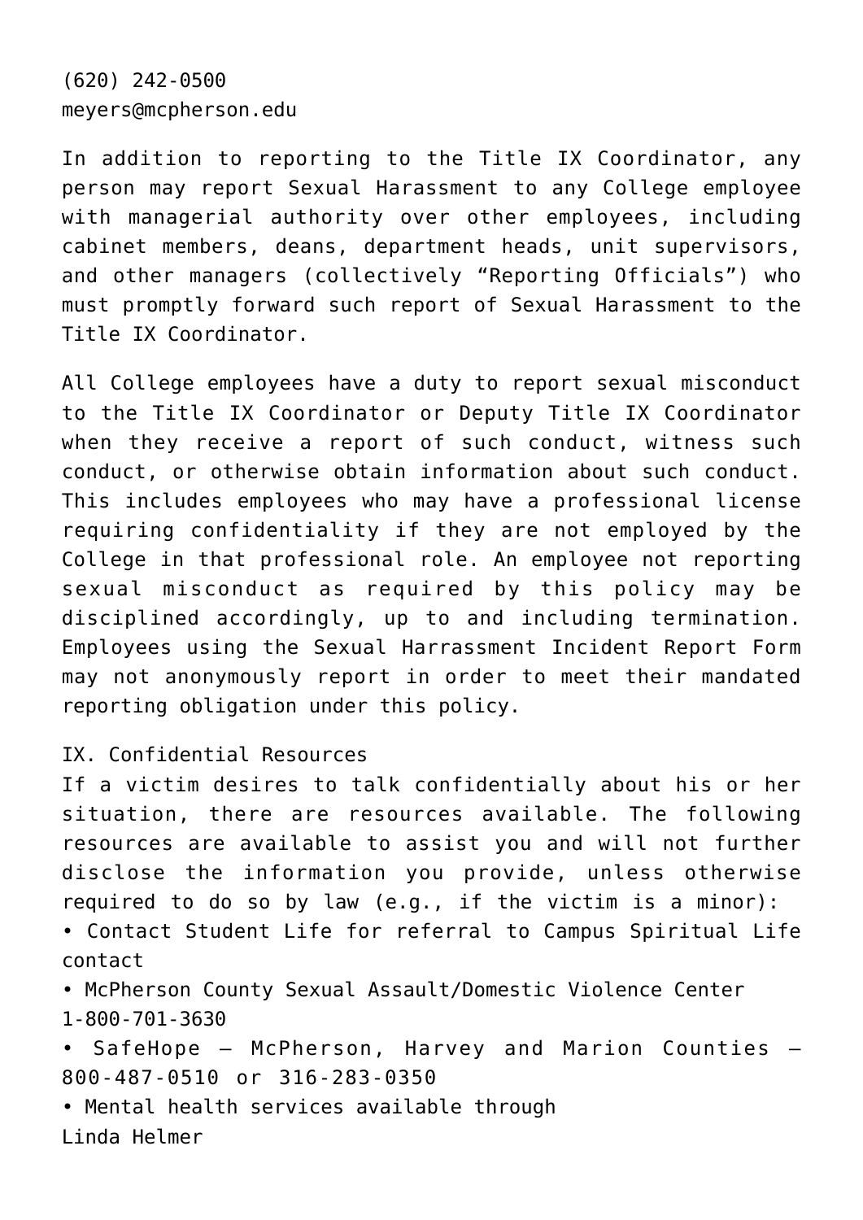(620) 242-0500
meyers@mcpherson.edu

In addition to reporting to the Title IX Coordinator, any person may report Sexual Harassment to any College employee with managerial authority over other employees, including cabinet members, deans, department heads, unit supervisors, and other managers (collectively "Reporting Officials") who must promptly forward such report of Sexual Harassment to the Title IX Coordinator.

All College employees have a duty to report sexual misconduct to the Title IX Coordinator or Deputy Title IX Coordinator when they receive a report of such conduct, witness such conduct, or otherwise obtain information about such conduct. This includes employees who may have a professional license requiring confidentiality if they are not employed by the College in that professional role. An employee not reporting sexual misconduct as required by this policy may be disciplined accordingly, up to and including termination. Employees using the Sexual Harrassment Incident Report Form may not anonymously report in order to meet their mandated reporting obligation under this policy.

## IX. Confidential Resources

If a victim desires to talk confidentially about his or her situation, there are resources available. The following resources are available to assist you and will not further disclose the information you provide, unless otherwise required to do so by law (e.g., if the victim is a minor):

- Contact Student Life for referral to Campus Spiritual Life contact
- McPherson County Sexual Assault/Domestic Violence Center 1-800-701-3630
- SafeHope – McPherson, Harvey and Marion Counties – 800-487-0510 or 316-283-0350
- Mental health services available through Linda Helmer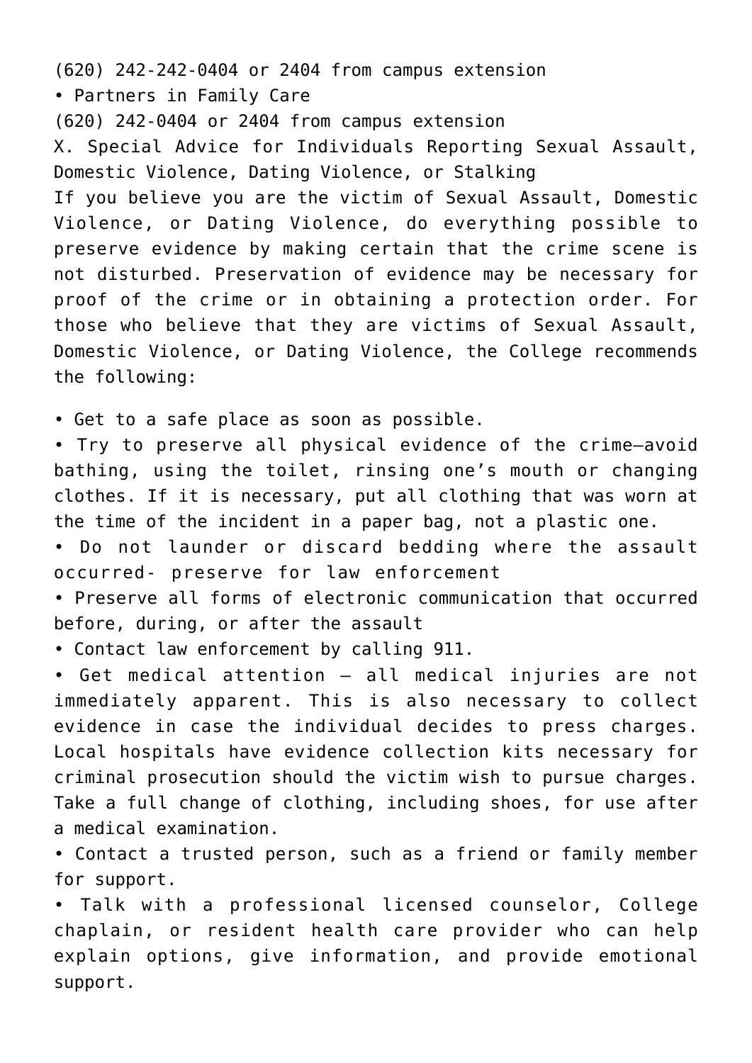(620) 242-242-0404 or 2404 from campus extension

- Partners in Family Care

(620) 242-0404 or 2404 from campus extension

## X. Special Advice for Individuals Reporting Sexual Assault, Domestic Violence, Dating Violence, or Stalking

If you believe you are the victim of Sexual Assault, Domestic Violence, or Dating Violence, do everything possible to preserve evidence by making certain that the crime scene is not disturbed. Preservation of evidence may be necessary for proof of the crime or in obtaining a protection order. For those who believe that they are victims of Sexual Assault, Domestic Violence, or Dating Violence, the College recommends the following:

- Get to a safe place as soon as possible.
- Try to preserve all physical evidence of the crime—avoid bathing, using the toilet, rinsing one's mouth or changing clothes. If it is necessary, put all clothing that was worn at the time of the incident in a paper bag, not a plastic one.
- Do not launder or discard bedding where the assault occurred- preserve for law enforcement
- Preserve all forms of electronic communication that occurred before, during, or after the assault
- Contact law enforcement by calling 911.
- Get medical attention – all medical injuries are not immediately apparent. This is also necessary to collect evidence in case the individual decides to press charges. Local hospitals have evidence collection kits necessary for criminal prosecution should the victim wish to pursue charges. Take a full change of clothing, including shoes, for use after a medical examination.
- Contact a trusted person, such as a friend or family member for support.
- Talk with a professional licensed counselor, College chaplain, or resident health care provider who can help explain options, give information, and provide emotional support.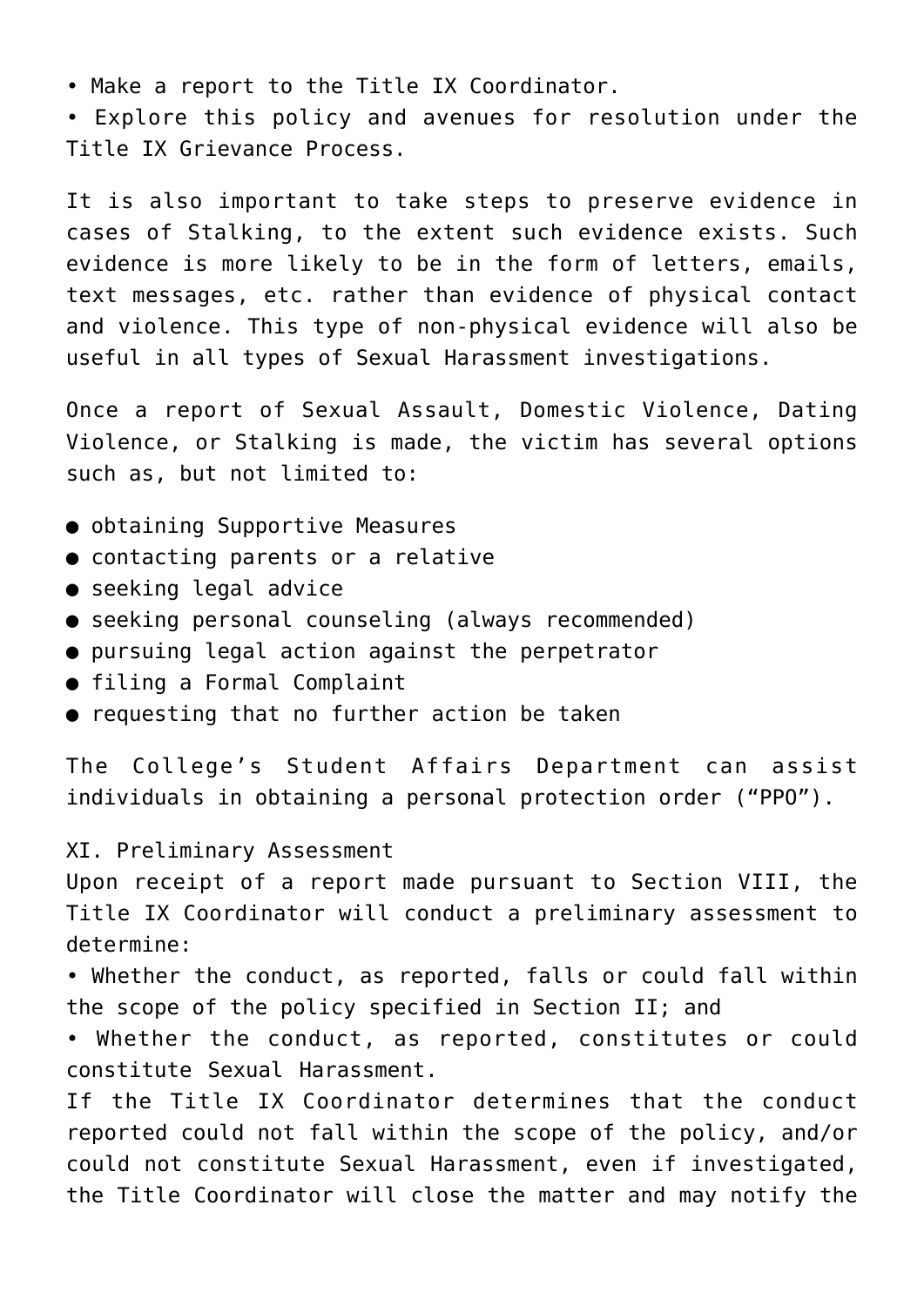- Make a report to the Title IX Coordinator.
- Explore this policy and avenues for resolution under the Title IX Grievance Process.

It is also important to take steps to preserve evidence in cases of Stalking, to the extent such evidence exists. Such evidence is more likely to be in the form of letters, emails, text messages, etc. rather than evidence of physical contact and violence. This type of non-physical evidence will also be useful in all types of Sexual Harassment investigations.

Once a report of Sexual Assault, Domestic Violence, Dating Violence, or Stalking is made, the victim has several options such as, but not limited to:

- obtaining Supportive Measures
- contacting parents or a relative
- seeking legal advice
- seeking personal counseling (always recommended)
- pursuing legal action against the perpetrator
- filing a Formal Complaint
- requesting that no further action be taken

The College's Student Affairs Department can assist individuals in obtaining a personal protection order ("PPO").

## XI. Preliminary Assessment

Upon receipt of a report made pursuant to Section VIII, the Title IX Coordinator will conduct a preliminary assessment to determine:

- Whether the conduct, as reported, falls or could fall within the scope of the policy specified in Section II; and
- Whether the conduct, as reported, constitutes or could constitute Sexual Harassment.

If the Title IX Coordinator determines that the conduct reported could not fall within the scope of the policy, and/or could not constitute Sexual Harassment, even if investigated, the Title Coordinator will close the matter and may notify the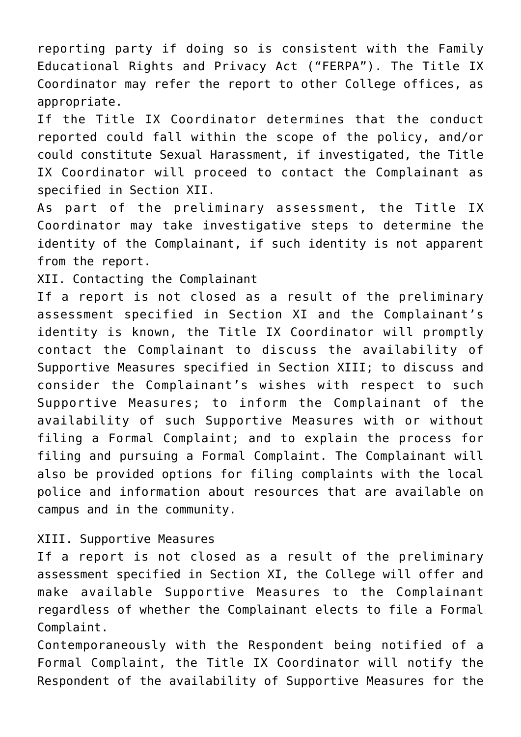reporting party if doing so is consistent with the Family Educational Rights and Privacy Act ("FERPA"). The Title IX Coordinator may refer the report to other College offices, as appropriate.

If the Title IX Coordinator determines that the conduct reported could fall within the scope of the policy, and/or could constitute Sexual Harassment, if investigated, the Title IX Coordinator will proceed to contact the Complainant as specified in Section XII.

As part of the preliminary assessment, the Title IX Coordinator may take investigative steps to determine the identity of the Complainant, if such identity is not apparent from the report.

## XII. Contacting the Complainant

If a report is not closed as a result of the preliminary assessment specified in Section XI and the Complainant's identity is known, the Title IX Coordinator will promptly contact the Complainant to discuss the availability of Supportive Measures specified in Section XIII; to discuss and consider the Complainant's wishes with respect to such Supportive Measures; to inform the Complainant of the availability of such Supportive Measures with or without filing a Formal Complaint; and to explain the process for filing and pursuing a Formal Complaint. The Complainant will also be provided options for filing complaints with the local police and information about resources that are available on campus and in the community.

## XIII. Supportive Measures

If a report is not closed as a result of the preliminary assessment specified in Section XI, the College will offer and make available Supportive Measures to the Complainant regardless of whether the Complainant elects to file a Formal Complaint.

Contemporaneously with the Respondent being notified of a Formal Complaint, the Title IX Coordinator will notify the Respondent of the availability of Supportive Measures for the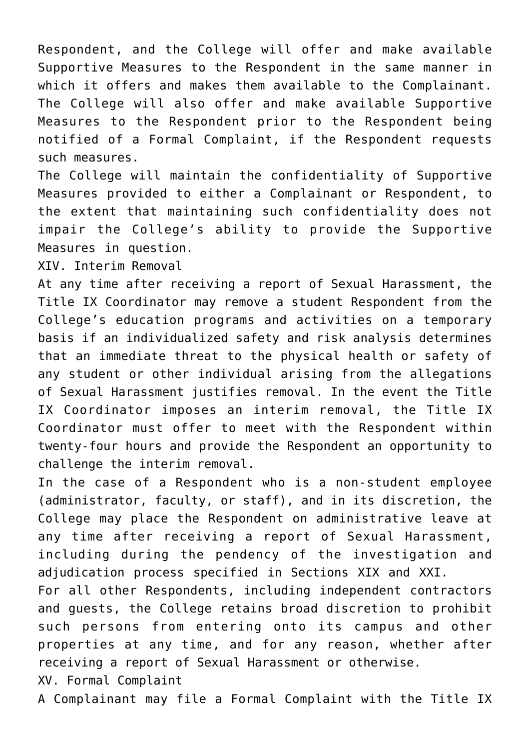Respondent, and the College will offer and make available Supportive Measures to the Respondent in the same manner in which it offers and makes them available to the Complainant. The College will also offer and make available Supportive Measures to the Respondent prior to the Respondent being notified of a Formal Complaint, if the Respondent requests such measures.

The College will maintain the confidentiality of Supportive Measures provided to either a Complainant or Respondent, to the extent that maintaining such confidentiality does not impair the College's ability to provide the Supportive Measures in question.

## XIV. Interim Removal

At any time after receiving a report of Sexual Harassment, the Title IX Coordinator may remove a student Respondent from the College's education programs and activities on a temporary basis if an individualized safety and risk analysis determines that an immediate threat to the physical health or safety of any student or other individual arising from the allegations of Sexual Harassment justifies removal. In the event the Title IX Coordinator imposes an interim removal, the Title IX Coordinator must offer to meet with the Respondent within twenty-four hours and provide the Respondent an opportunity to challenge the interim removal.

In the case of a Respondent who is a non-student employee (administrator, faculty, or staff), and in its discretion, the College may place the Respondent on administrative leave at any time after receiving a report of Sexual Harassment, including during the pendency of the investigation and adjudication process specified in Sections XIX and XXI.

For all other Respondents, including independent contractors and guests, the College retains broad discretion to prohibit such persons from entering onto its campus and other properties at any time, and for any reason, whether after receiving a report of Sexual Harassment or otherwise.

## XV. Formal Complaint

A Complainant may file a Formal Complaint with the Title IX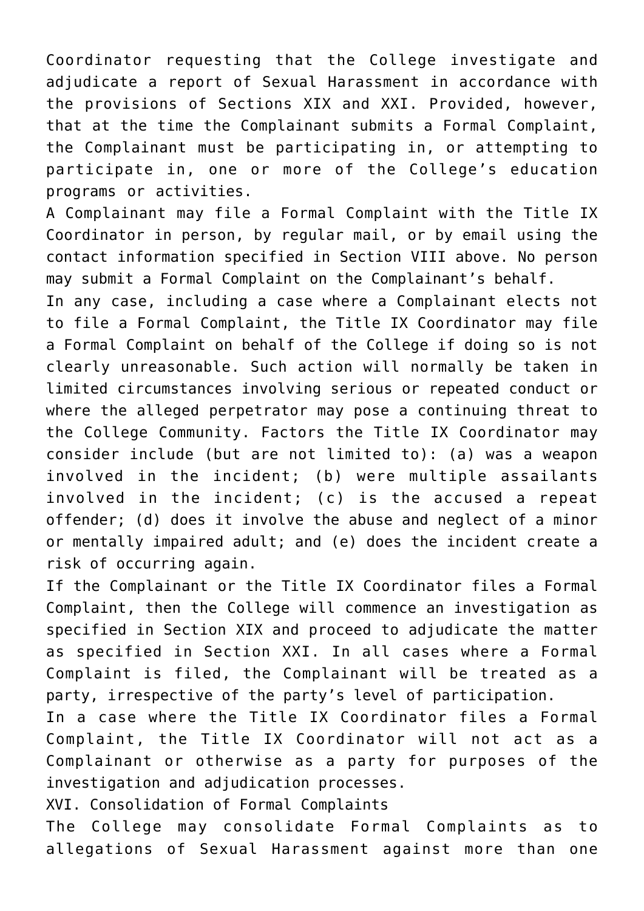Coordinator requesting that the College investigate and adjudicate a report of Sexual Harassment in accordance with the provisions of Sections XIX and XXI. Provided, however, that at the time the Complainant submits a Formal Complaint, the Complainant must be participating in, or attempting to participate in, one or more of the College's education programs or activities.

A Complainant may file a Formal Complaint with the Title IX Coordinator in person, by regular mail, or by email using the contact information specified in Section VIII above. No person may submit a Formal Complaint on the Complainant's behalf.

In any case, including a case where a Complainant elects not to file a Formal Complaint, the Title IX Coordinator may file a Formal Complaint on behalf of the College if doing so is not clearly unreasonable. Such action will normally be taken in limited circumstances involving serious or repeated conduct or where the alleged perpetrator may pose a continuing threat to the College Community. Factors the Title IX Coordinator may consider include (but are not limited to): (a) was a weapon involved in the incident; (b) were multiple assailants involved in the incident; (c) is the accused a repeat offender; (d) does it involve the abuse and neglect of a minor or mentally impaired adult; and (e) does the incident create a risk of occurring again.

If the Complainant or the Title IX Coordinator files a Formal Complaint, then the College will commence an investigation as specified in Section XIX and proceed to adjudicate the matter as specified in Section XXI. In all cases where a Formal Complaint is filed, the Complainant will be treated as a party, irrespective of the party's level of participation.

In a case where the Title IX Coordinator files a Formal Complaint, the Title IX Coordinator will not act as a Complainant or otherwise as a party for purposes of the investigation and adjudication processes.

## XVI. Consolidation of Formal Complaints

The College may consolidate Formal Complaints as to allegations of Sexual Harassment against more than one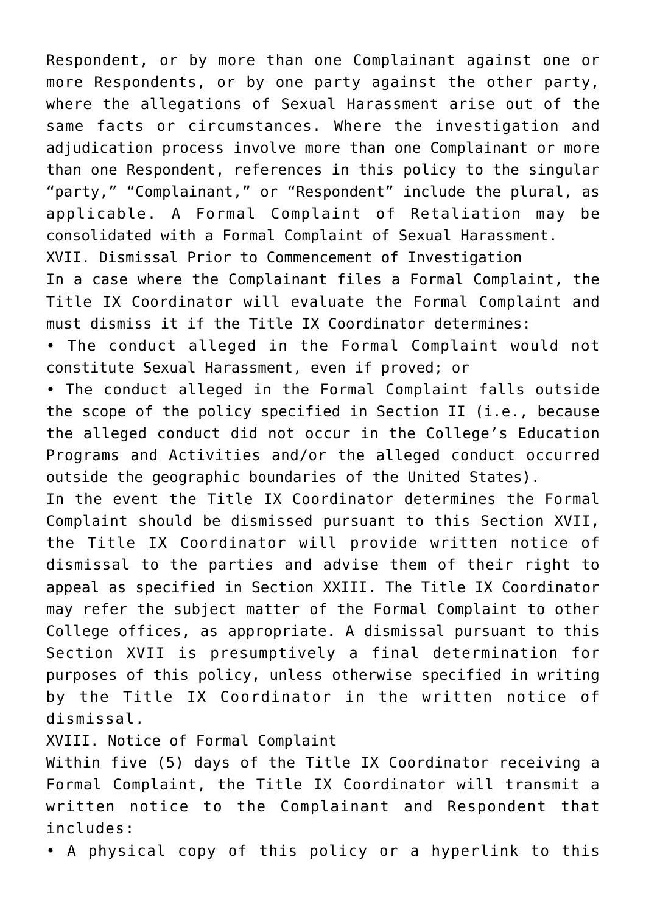Respondent, or by more than one Complainant against one or more Respondents, or by one party against the other party, where the allegations of Sexual Harassment arise out of the same facts or circumstances. Where the investigation and adjudication process involve more than one Complainant or more than one Respondent, references in this policy to the singular "party," "Complainant," or "Respondent" include the plural, as applicable. A Formal Complaint of Retaliation may be consolidated with a Formal Complaint of Sexual Harassment.

## XVII. Dismissal Prior to Commencement of Investigation

In a case where the Complainant files a Formal Complaint, the Title IX Coordinator will evaluate the Formal Complaint and must dismiss it if the Title IX Coordinator determines:

- The conduct alleged in the Formal Complaint would not constitute Sexual Harassment, even if proved; or
- The conduct alleged in the Formal Complaint falls outside the scope of the policy specified in Section II (i.e., because the alleged conduct did not occur in the College's Education Programs and Activities and/or the alleged conduct occurred outside the geographic boundaries of the United States).

In the event the Title IX Coordinator determines the Formal Complaint should be dismissed pursuant to this Section XVII, the Title IX Coordinator will provide written notice of dismissal to the parties and advise them of their right to appeal as specified in Section XXIII. The Title IX Coordinator may refer the subject matter of the Formal Complaint to other College offices, as appropriate. A dismissal pursuant to this Section XVII is presumptively a final determination for purposes of this policy, unless otherwise specified in writing by the Title IX Coordinator in the written notice of dismissal.

## XVIII. Notice of Formal Complaint

Within five (5) days of the Title IX Coordinator receiving a Formal Complaint, the Title IX Coordinator will transmit a written notice to the Complainant and Respondent that includes:

- A physical copy of this policy or a hyperlink to this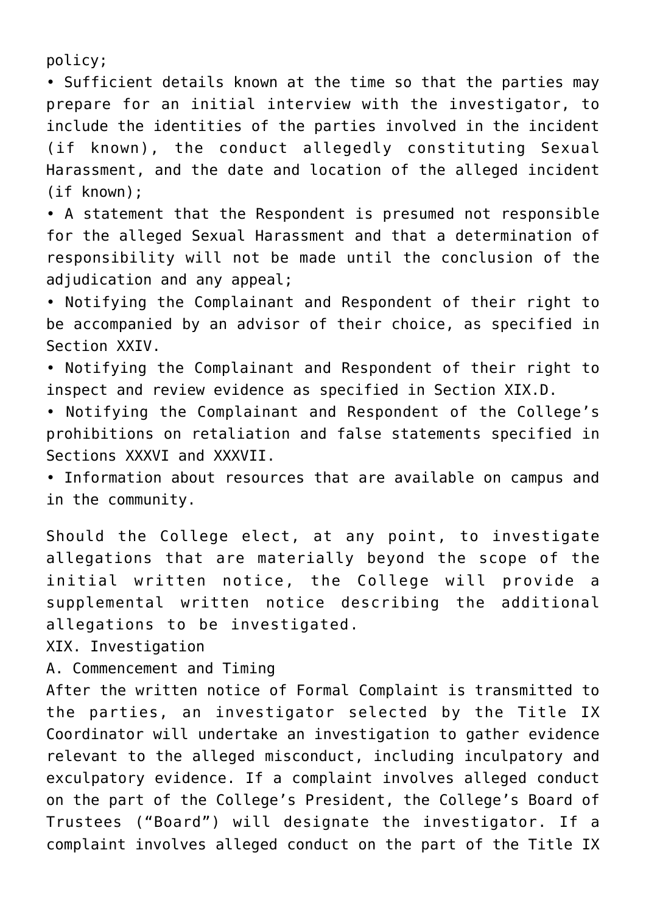policy;

- Sufficient details known at the time so that the parties may prepare for an initial interview with the investigator, to include the identities of the parties involved in the incident (if known), the conduct allegedly constituting Sexual Harassment, and the date and location of the alleged incident (if known);
- A statement that the Respondent is presumed not responsible for the alleged Sexual Harassment and that a determination of responsibility will not be made until the conclusion of the adjudication and any appeal;
- Notifying the Complainant and Respondent of their right to be accompanied by an advisor of their choice, as specified in Section XXIV.
- Notifying the Complainant and Respondent of their right to inspect and review evidence as specified in Section XIX.D.
- Notifying the Complainant and Respondent of the College's prohibitions on retaliation and false statements specified in Sections XXXVI and XXXVII.
- Information about resources that are available on campus and in the community.

Should the College elect, at any point, to investigate allegations that are materially beyond the scope of the initial written notice, the College will provide a supplemental written notice describing the additional allegations to be investigated.

## XIX. Investigation

### A. Commencement and Timing

After the written notice of Formal Complaint is transmitted to the parties, an investigator selected by the Title IX Coordinator will undertake an investigation to gather evidence relevant to the alleged misconduct, including inculpatory and exculpatory evidence. If a complaint involves alleged conduct on the part of the College's President, the College's Board of Trustees ("Board") will designate the investigator. If a complaint involves alleged conduct on the part of the Title IX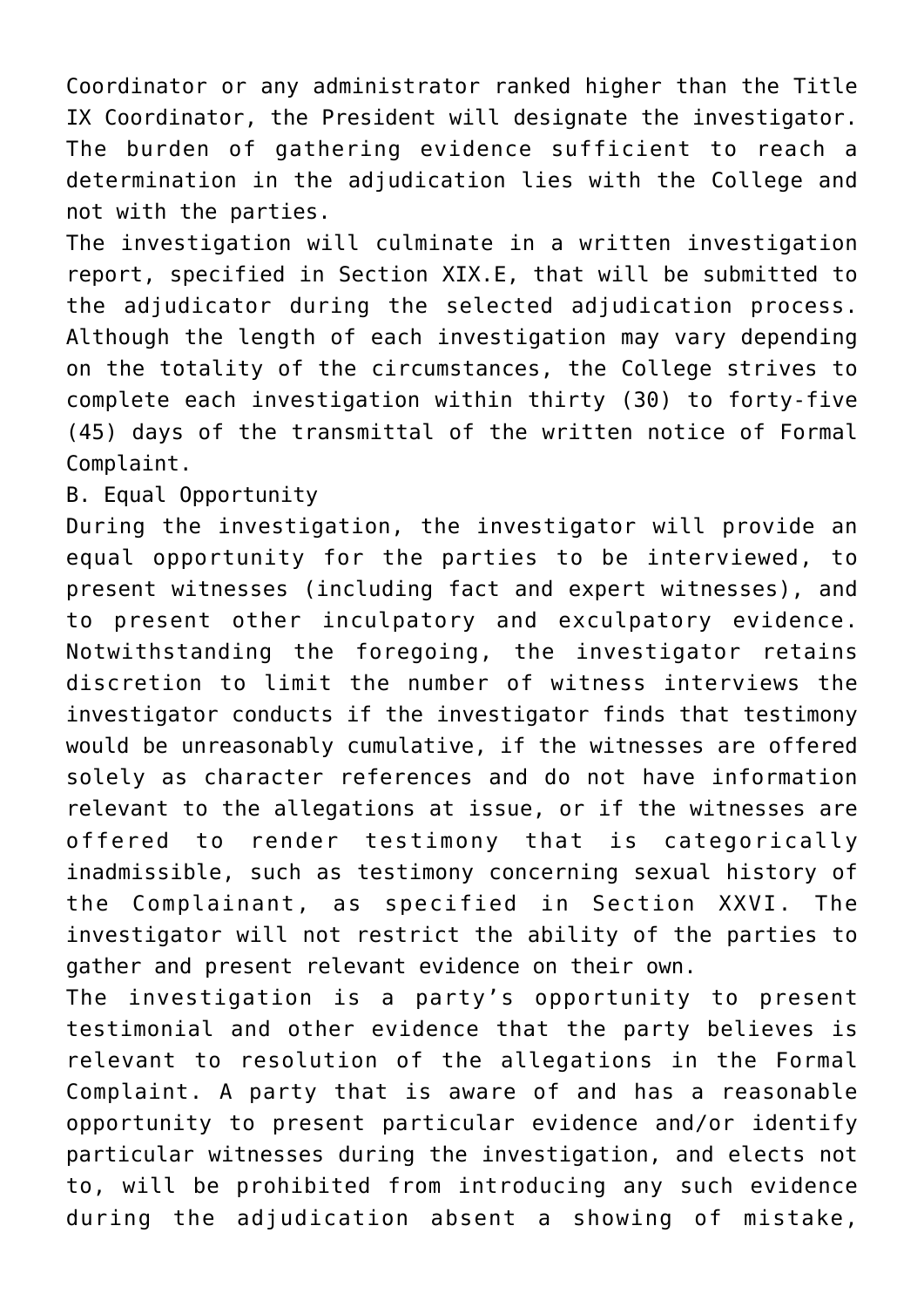Coordinator or any administrator ranked higher than the Title IX Coordinator, the President will designate the investigator. The burden of gathering evidence sufficient to reach a determination in the adjudication lies with the College and not with the parties.

The investigation will culminate in a written investigation report, specified in Section XIX.E, that will be submitted to the adjudicator during the selected adjudication process. Although the length of each investigation may vary depending on the totality of the circumstances, the College strives to complete each investigation within thirty (30) to forty-five (45) days of the transmittal of the written notice of Formal Complaint.

B. Equal Opportunity

During the investigation, the investigator will provide an equal opportunity for the parties to be interviewed, to present witnesses (including fact and expert witnesses), and to present other inculpatory and exculpatory evidence. Notwithstanding the foregoing, the investigator retains discretion to limit the number of witness interviews the investigator conducts if the investigator finds that testimony would be unreasonably cumulative, if the witnesses are offered solely as character references and do not have information relevant to the allegations at issue, or if the witnesses are offered to render testimony that is categorically inadmissible, such as testimony concerning sexual history of the Complainant, as specified in Section XXVI. The investigator will not restrict the ability of the parties to gather and present relevant evidence on their own.

The investigation is a party's opportunity to present testimonial and other evidence that the party believes is relevant to resolution of the allegations in the Formal Complaint. A party that is aware of and has a reasonable opportunity to present particular evidence and/or identify particular witnesses during the investigation, and elects not to, will be prohibited from introducing any such evidence during the adjudication absent a showing of mistake,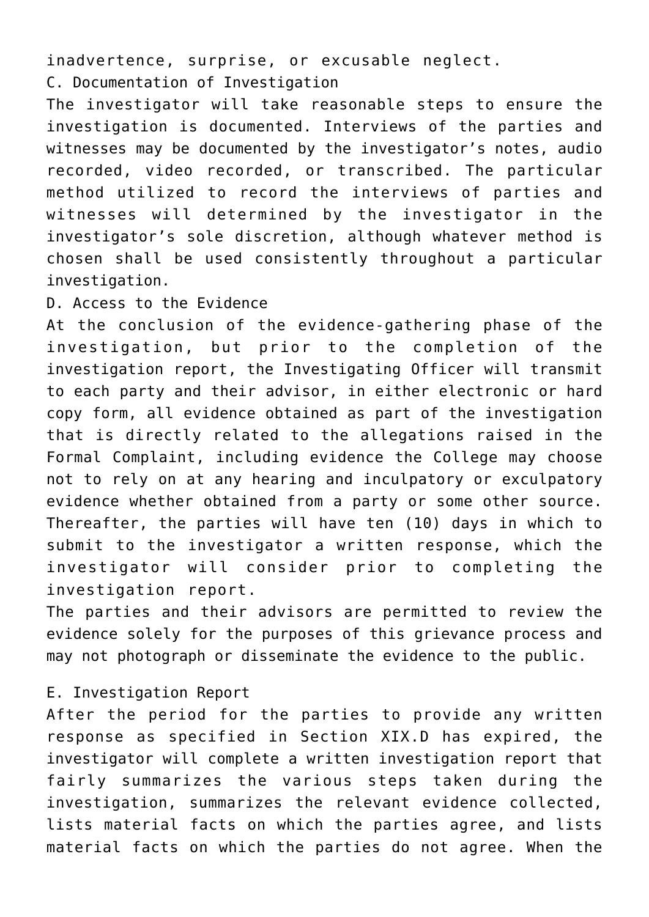inadvertence, surprise, or excusable neglect.

### C. Documentation of Investigation

The investigator will take reasonable steps to ensure the investigation is documented. Interviews of the parties and witnesses may be documented by the investigator's notes, audio recorded, video recorded, or transcribed. The particular method utilized to record the interviews of parties and witnesses will determined by the investigator in the investigator's sole discretion, although whatever method is chosen shall be used consistently throughout a particular investigation.

### D. Access to the Evidence

At the conclusion of the evidence-gathering phase of the investigation, but prior to the completion of the investigation report, the Investigating Officer will transmit to each party and their advisor, in either electronic or hard copy form, all evidence obtained as part of the investigation that is directly related to the allegations raised in the Formal Complaint, including evidence the College may choose not to rely on at any hearing and inculpatory or exculpatory evidence whether obtained from a party or some other source. Thereafter, the parties will have ten (10) days in which to submit to the investigator a written response, which the investigator will consider prior to completing the investigation report.

The parties and their advisors are permitted to review the evidence solely for the purposes of this grievance process and may not photograph or disseminate the evidence to the public.

### E. Investigation Report

After the period for the parties to provide any written response as specified in Section XIX.D has expired, the investigator will complete a written investigation report that fairly summarizes the various steps taken during the investigation, summarizes the relevant evidence collected, lists material facts on which the parties agree, and lists material facts on which the parties do not agree. When the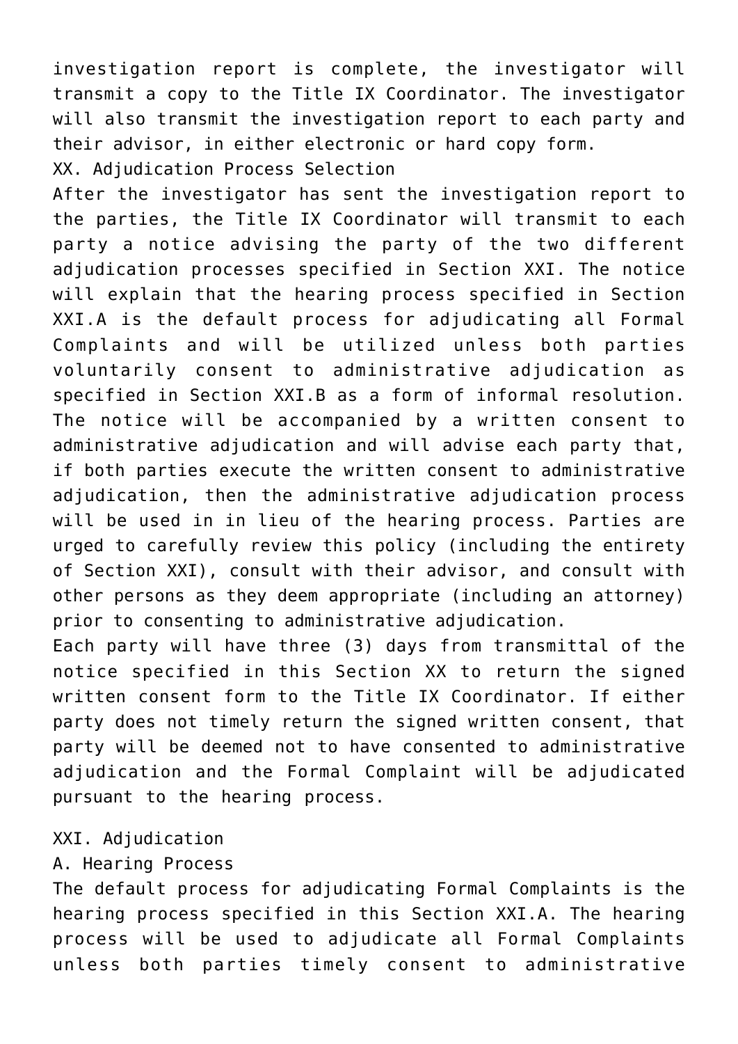investigation report is complete, the investigator will transmit a copy to the Title IX Coordinator. The investigator will also transmit the investigation report to each party and their advisor, in either electronic or hard copy form.

## XX. Adjudication Process Selection

After the investigator has sent the investigation report to the parties, the Title IX Coordinator will transmit to each party a notice advising the party of the two different adjudication processes specified in Section XXI. The notice will explain that the hearing process specified in Section XXI.A is the default process for adjudicating all Formal Complaints and will be utilized unless both parties voluntarily consent to administrative adjudication as specified in Section XXI.B as a form of informal resolution. The notice will be accompanied by a written consent to administrative adjudication and will advise each party that, if both parties execute the written consent to administrative adjudication, then the administrative adjudication process will be used in in lieu of the hearing process. Parties are urged to carefully review this policy (including the entirety of Section XXI), consult with their advisor, and consult with other persons as they deem appropriate (including an attorney) prior to consenting to administrative adjudication.

Each party will have three (3) days from transmittal of the notice specified in this Section XX to return the signed written consent form to the Title IX Coordinator. If either party does not timely return the signed written consent, that party will be deemed not to have consented to administrative adjudication and the Formal Complaint will be adjudicated pursuant to the hearing process.

## XXI. Adjudication

### A. Hearing Process

The default process for adjudicating Formal Complaints is the hearing process specified in this Section XXI.A. The hearing process will be used to adjudicate all Formal Complaints unless both parties timely consent to administrative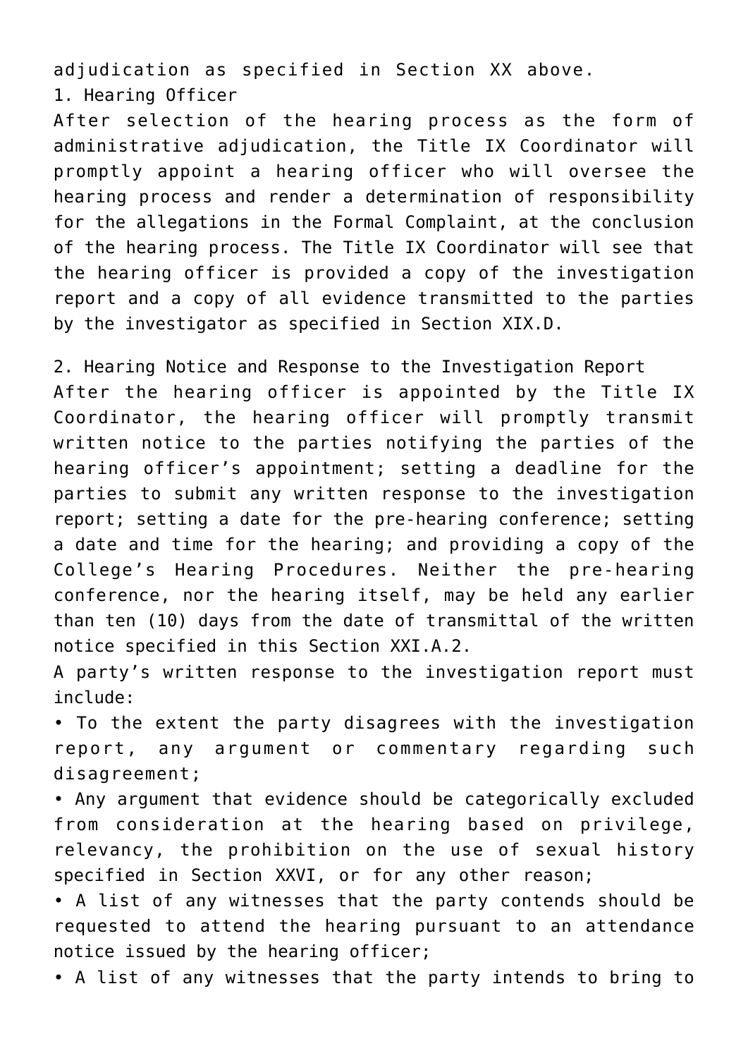adjudication as specified in Section XX above.

1. Hearing Officer

After selection of the hearing process as the form of administrative adjudication, the Title IX Coordinator will promptly appoint a hearing officer who will oversee the hearing process and render a determination of responsibility for the allegations in the Formal Complaint, at the conclusion of the hearing process. The Title IX Coordinator will see that the hearing officer is provided a copy of the investigation report and a copy of all evidence transmitted to the parties by the investigator as specified in Section XIX.D.

2. Hearing Notice and Response to the Investigation Report

After the hearing officer is appointed by the Title IX Coordinator, the hearing officer will promptly transmit written notice to the parties notifying the parties of the hearing officer's appointment; setting a deadline for the parties to submit any written response to the investigation report; setting a date for the pre-hearing conference; setting a date and time for the hearing; and providing a copy of the College's Hearing Procedures. Neither the pre-hearing conference, nor the hearing itself, may be held any earlier than ten (10) days from the date of transmittal of the written notice specified in this Section XXI.A.2.

A party's written response to the investigation report must include:

- To the extent the party disagrees with the investigation report, any argument or commentary regarding such disagreement;
- Any argument that evidence should be categorically excluded from consideration at the hearing based on privilege, relevancy, the prohibition on the use of sexual history specified in Section XXVI, or for any other reason;
- A list of any witnesses that the party contends should be requested to attend the hearing pursuant to an attendance notice issued by the hearing officer;
- A list of any witnesses that the party intends to bring to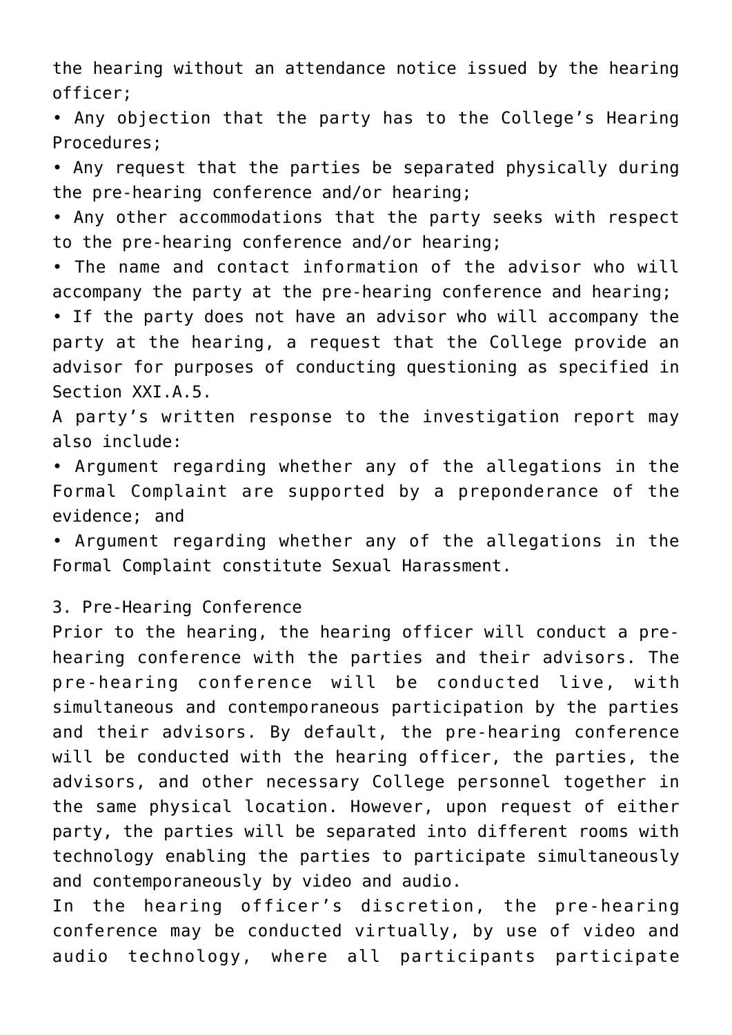the hearing without an attendance notice issued by the hearing officer;

- Any objection that the party has to the College's Hearing Procedures;
- Any request that the parties be separated physically during the pre-hearing conference and/or hearing;
- Any other accommodations that the party seeks with respect to the pre-hearing conference and/or hearing;
- The name and contact information of the advisor who will accompany the party at the pre-hearing conference and hearing;
- If the party does not have an advisor who will accompany the party at the hearing, a request that the College provide an advisor for purposes of conducting questioning as specified in Section XXI.A.5.

A party's written response to the investigation report may also include:

- Argument regarding whether any of the allegations in the Formal Complaint are supported by a preponderance of the evidence; and
- Argument regarding whether any of the allegations in the Formal Complaint constitute Sexual Harassment.

3. Pre-Hearing Conference

Prior to the hearing, the hearing officer will conduct a pre-hearing conference with the parties and their advisors. The pre-hearing conference will be conducted live, with simultaneous and contemporaneous participation by the parties and their advisors. By default, the pre-hearing conference will be conducted with the hearing officer, the parties, the advisors, and other necessary College personnel together in the same physical location. However, upon request of either party, the parties will be separated into different rooms with technology enabling the parties to participate simultaneously and contemporaneously by video and audio.

In the hearing officer's discretion, the pre-hearing conference may be conducted virtually, by use of video and audio technology, where all participants participate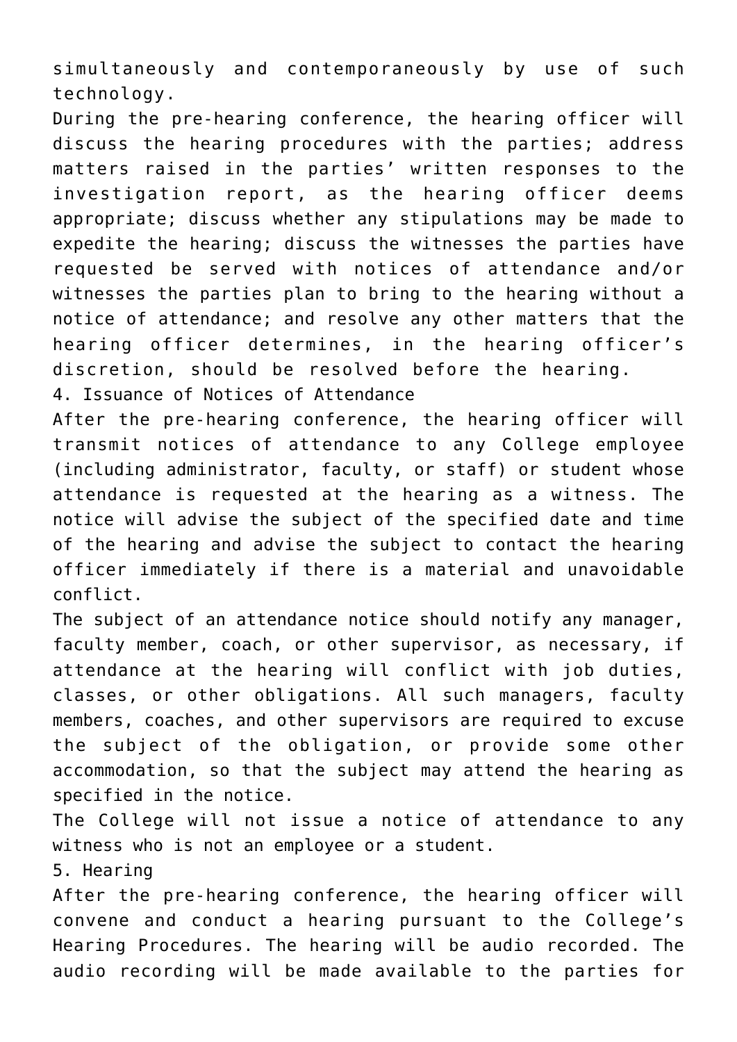simultaneously and contemporaneously by use of such technology.

During the pre-hearing conference, the hearing officer will discuss the hearing procedures with the parties; address matters raised in the parties' written responses to the investigation report, as the hearing officer deems appropriate; discuss whether any stipulations may be made to expedite the hearing; discuss the witnesses the parties have requested be served with notices of attendance and/or witnesses the parties plan to bring to the hearing without a notice of attendance; and resolve any other matters that the hearing officer determines, in the hearing officer's discretion, should be resolved before the hearing.

4. Issuance of Notices of Attendance

After the pre-hearing conference, the hearing officer will transmit notices of attendance to any College employee (including administrator, faculty, or staff) or student whose attendance is requested at the hearing as a witness. The notice will advise the subject of the specified date and time of the hearing and advise the subject to contact the hearing officer immediately if there is a material and unavoidable conflict.

The subject of an attendance notice should notify any manager, faculty member, coach, or other supervisor, as necessary, if attendance at the hearing will conflict with job duties, classes, or other obligations. All such managers, faculty members, coaches, and other supervisors are required to excuse the subject of the obligation, or provide some other accommodation, so that the subject may attend the hearing as specified in the notice.

The College will not issue a notice of attendance to any witness who is not an employee or a student.

5. Hearing

After the pre-hearing conference, the hearing officer will convene and conduct a hearing pursuant to the College's Hearing Procedures. The hearing will be audio recorded. The audio recording will be made available to the parties for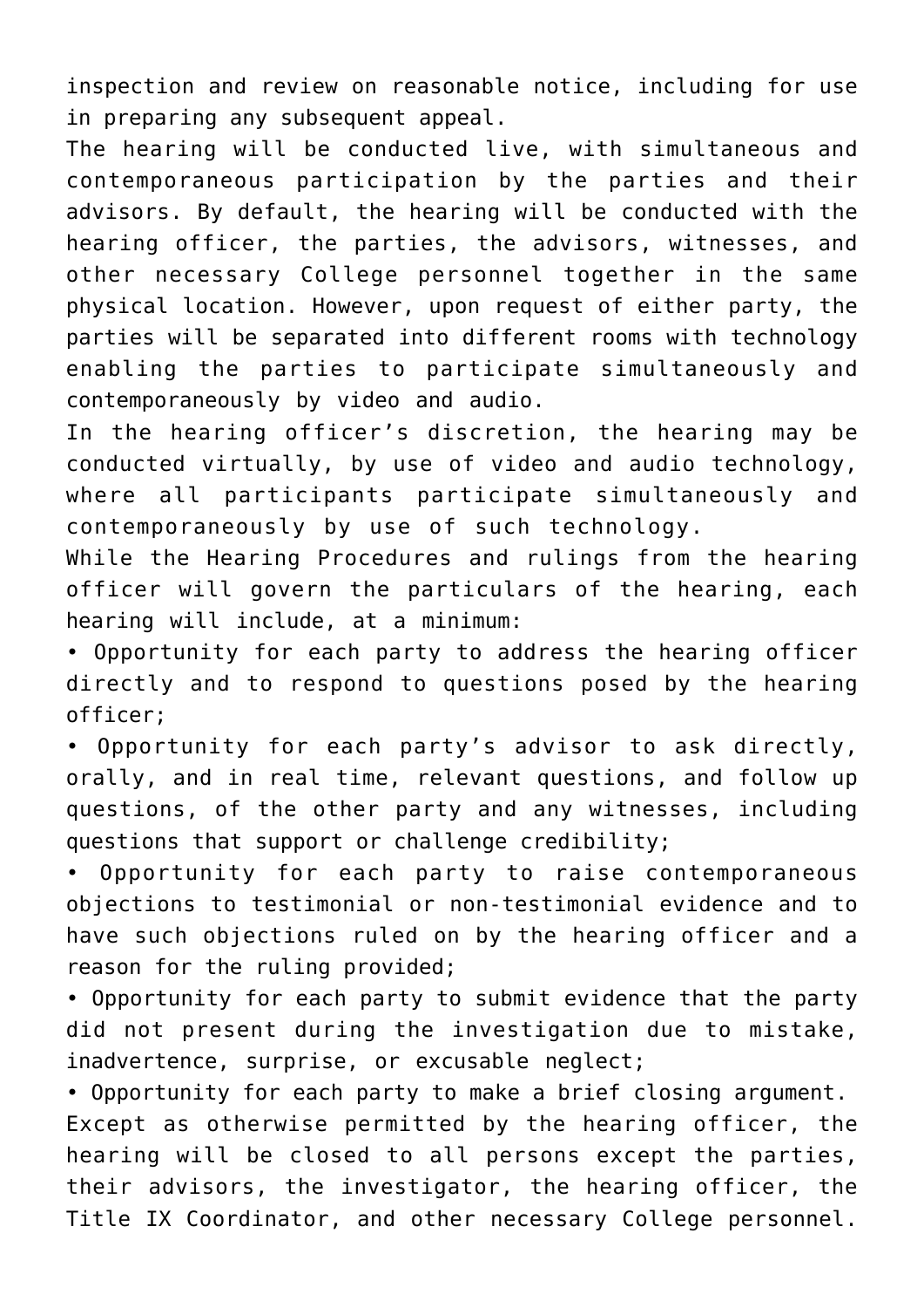inspection and review on reasonable notice, including for use in preparing any subsequent appeal.

The hearing will be conducted live, with simultaneous and contemporaneous participation by the parties and their advisors. By default, the hearing will be conducted with the hearing officer, the parties, the advisors, witnesses, and other necessary College personnel together in the same physical location. However, upon request of either party, the parties will be separated into different rooms with technology enabling the parties to participate simultaneously and contemporaneously by video and audio.

In the hearing officer's discretion, the hearing may be conducted virtually, by use of video and audio technology, where all participants participate simultaneously and contemporaneously by use of such technology.

While the Hearing Procedures and rulings from the hearing officer will govern the particulars of the hearing, each hearing will include, at a minimum:

- Opportunity for each party to address the hearing officer directly and to respond to questions posed by the hearing officer;
- Opportunity for each party's advisor to ask directly, orally, and in real time, relevant questions, and follow up questions, of the other party and any witnesses, including questions that support or challenge credibility;
- Opportunity for each party to raise contemporaneous objections to testimonial or non-testimonial evidence and to have such objections ruled on by the hearing officer and a reason for the ruling provided;
- Opportunity for each party to submit evidence that the party did not present during the investigation due to mistake, inadvertence, surprise, or excusable neglect;
- Opportunity for each party to make a brief closing argument.

Except as otherwise permitted by the hearing officer, the hearing will be closed to all persons except the parties, their advisors, the investigator, the hearing officer, the Title IX Coordinator, and other necessary College personnel.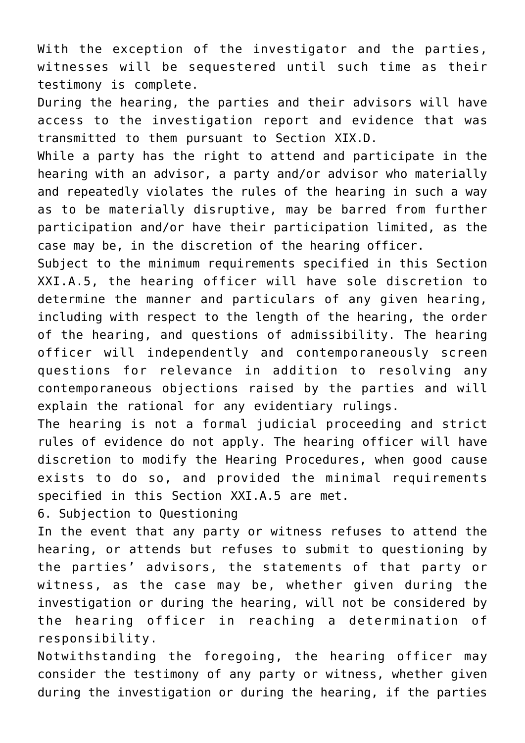With the exception of the investigator and the parties, witnesses will be sequestered until such time as their testimony is complete.

During the hearing, the parties and their advisors will have access to the investigation report and evidence that was transmitted to them pursuant to Section XIX.D.

While a party has the right to attend and participate in the hearing with an advisor, a party and/or advisor who materially and repeatedly violates the rules of the hearing in such a way as to be materially disruptive, may be barred from further participation and/or have their participation limited, as the case may be, in the discretion of the hearing officer.

Subject to the minimum requirements specified in this Section XXI.A.5, the hearing officer will have sole discretion to determine the manner and particulars of any given hearing, including with respect to the length of the hearing, the order of the hearing, and questions of admissibility. The hearing officer will independently and contemporaneously screen questions for relevance in addition to resolving any contemporaneous objections raised by the parties and will explain the rational for any evidentiary rulings.

The hearing is not a formal judicial proceeding and strict rules of evidence do not apply. The hearing officer will have discretion to modify the Hearing Procedures, when good cause exists to do so, and provided the minimal requirements specified in this Section XXI.A.5 are met.

6. Subjection to Questioning

In the event that any party or witness refuses to attend the hearing, or attends but refuses to submit to questioning by the parties' advisors, the statements of that party or witness, as the case may be, whether given during the investigation or during the hearing, will not be considered by the hearing officer in reaching a determination of responsibility.

Notwithstanding the foregoing, the hearing officer may consider the testimony of any party or witness, whether given during the investigation or during the hearing, if the parties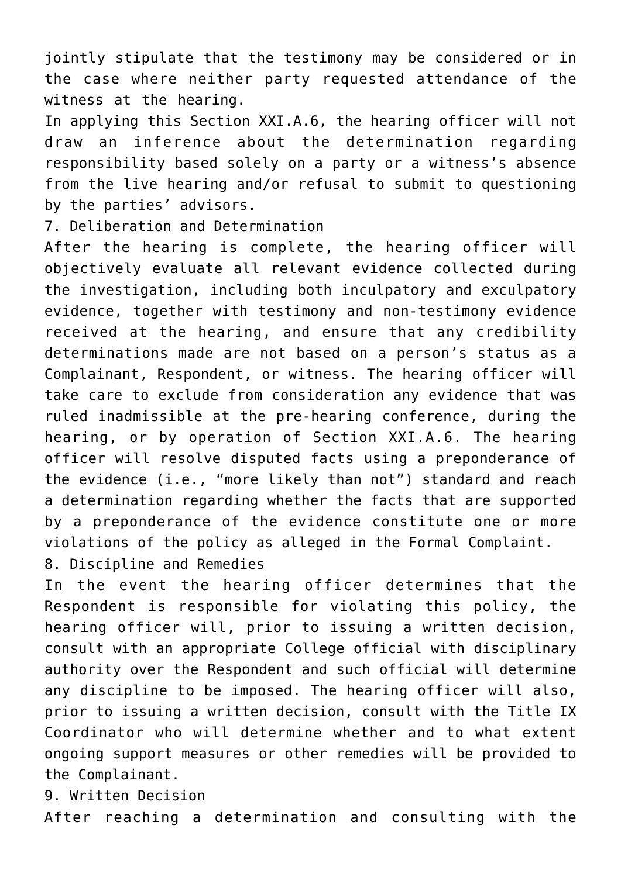jointly stipulate that the testimony may be considered or in the case where neither party requested attendance of the witness at the hearing.

In applying this Section XXI.A.6, the hearing officer will not draw an inference about the determination regarding responsibility based solely on a party or a witness's absence from the live hearing and/or refusal to submit to questioning by the parties' advisors.

7. Deliberation and Determination

After the hearing is complete, the hearing officer will objectively evaluate all relevant evidence collected during the investigation, including both inculpatory and exculpatory evidence, together with testimony and non-testimony evidence received at the hearing, and ensure that any credibility determinations made are not based on a person's status as a Complainant, Respondent, or witness. The hearing officer will take care to exclude from consideration any evidence that was ruled inadmissible at the pre-hearing conference, during the hearing, or by operation of Section XXI.A.6. The hearing officer will resolve disputed facts using a preponderance of the evidence (i.e., "more likely than not") standard and reach a determination regarding whether the facts that are supported by a preponderance of the evidence constitute one or more violations of the policy as alleged in the Formal Complaint.

8. Discipline and Remedies

In the event the hearing officer determines that the Respondent is responsible for violating this policy, the hearing officer will, prior to issuing a written decision, consult with an appropriate College official with disciplinary authority over the Respondent and such official will determine any discipline to be imposed. The hearing officer will also, prior to issuing a written decision, consult with the Title IX Coordinator who will determine whether and to what extent ongoing support measures or other remedies will be provided to the Complainant.

9. Written Decision

After reaching a determination and consulting with the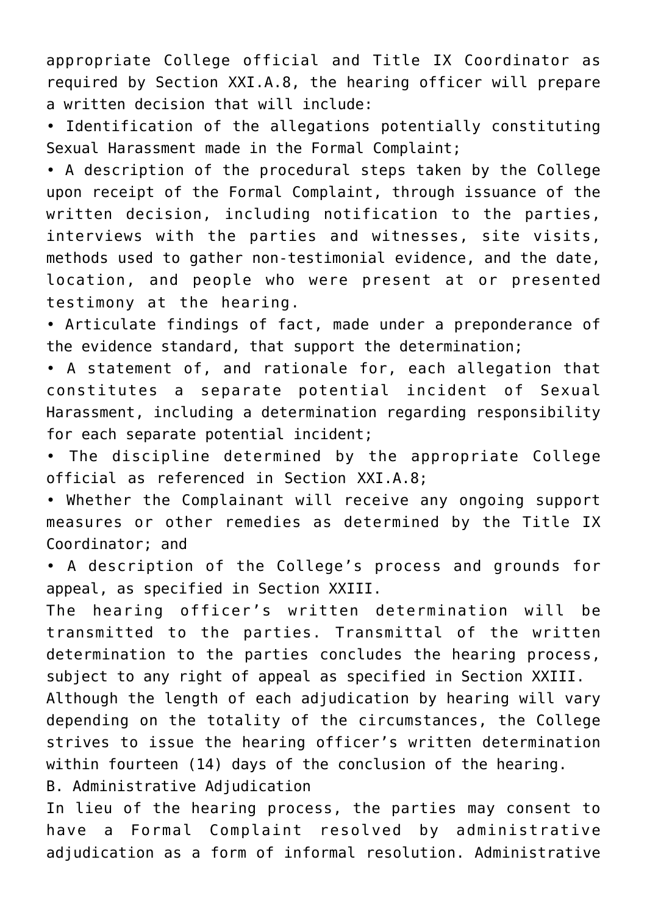appropriate College official and Title IX Coordinator as required by Section XXI.A.8, the hearing officer will prepare a written decision that will include:

- Identification of the allegations potentially constituting Sexual Harassment made in the Formal Complaint;
- A description of the procedural steps taken by the College upon receipt of the Formal Complaint, through issuance of the written decision, including notification to the parties, interviews with the parties and witnesses, site visits, methods used to gather non-testimonial evidence, and the date, location, and people who were present at or presented testimony at the hearing.
- Articulate findings of fact, made under a preponderance of the evidence standard, that support the determination;
- A statement of, and rationale for, each allegation that constitutes a separate potential incident of Sexual Harassment, including a determination regarding responsibility for each separate potential incident;
- The discipline determined by the appropriate College official as referenced in Section XXI.A.8;
- Whether the Complainant will receive any ongoing support measures or other remedies as determined by the Title IX Coordinator; and
- A description of the College's process and grounds for appeal, as specified in Section XXIII.

The hearing officer's written determination will be transmitted to the parties. Transmittal of the written determination to the parties concludes the hearing process, subject to any right of appeal as specified in Section XXIII.

Although the length of each adjudication by hearing will vary depending on the totality of the circumstances, the College strives to issue the hearing officer's written determination within fourteen (14) days of the conclusion of the hearing.

B. Administrative Adjudication

In lieu of the hearing process, the parties may consent to have a Formal Complaint resolved by administrative adjudication as a form of informal resolution. Administrative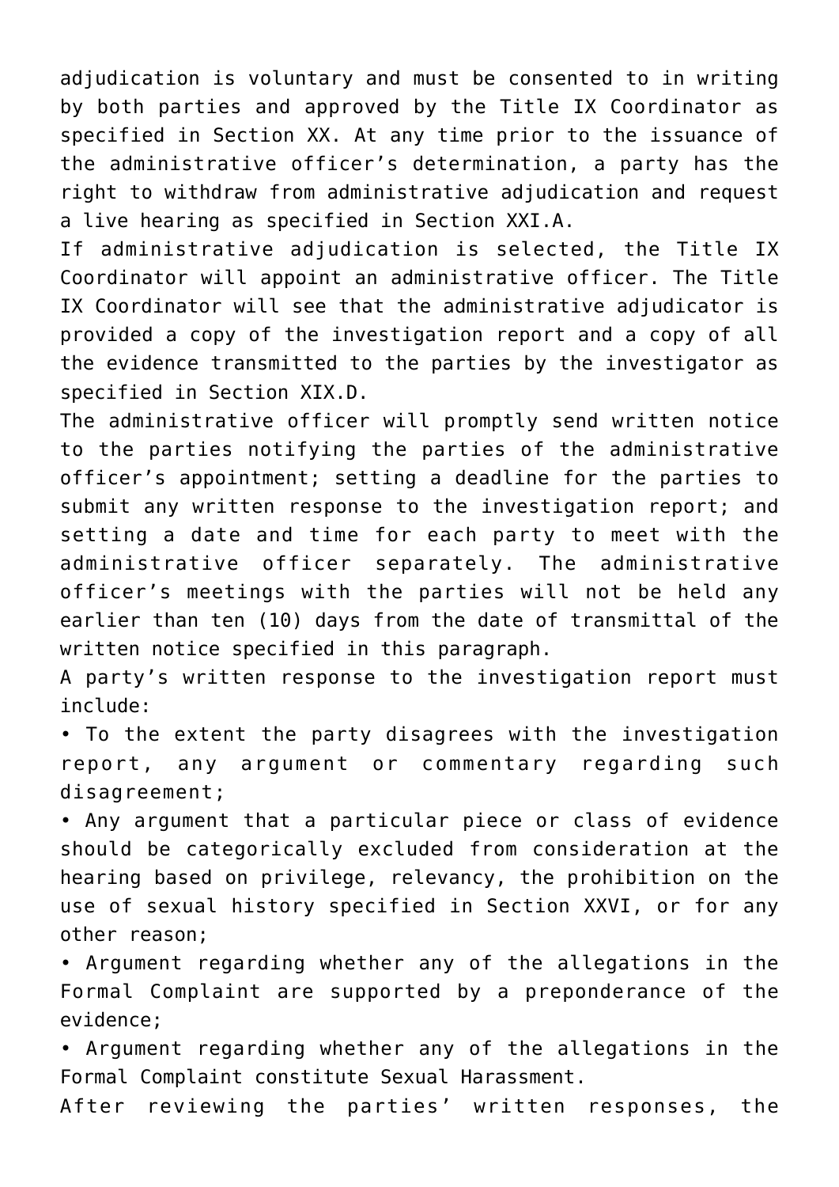adjudication is voluntary and must be consented to in writing by both parties and approved by the Title IX Coordinator as specified in Section XX. At any time prior to the issuance of the administrative officer's determination, a party has the right to withdraw from administrative adjudication and request a live hearing as specified in Section XXI.A.

If administrative adjudication is selected, the Title IX Coordinator will appoint an administrative officer. The Title IX Coordinator will see that the administrative adjudicator is provided a copy of the investigation report and a copy of all the evidence transmitted to the parties by the investigator as specified in Section XIX.D.

The administrative officer will promptly send written notice to the parties notifying the parties of the administrative officer's appointment; setting a deadline for the parties to submit any written response to the investigation report; and setting a date and time for each party to meet with the administrative officer separately. The administrative officer's meetings with the parties will not be held any earlier than ten (10) days from the date of transmittal of the written notice specified in this paragraph.

A party's written response to the investigation report must include:

- To the extent the party disagrees with the investigation report, any argument or commentary regarding such disagreement;
- Any argument that a particular piece or class of evidence should be categorically excluded from consideration at the hearing based on privilege, relevancy, the prohibition on the use of sexual history specified in Section XXVI, or for any other reason;
- Argument regarding whether any of the allegations in the Formal Complaint are supported by a preponderance of the evidence;
- Argument regarding whether any of the allegations in the Formal Complaint constitute Sexual Harassment.

After reviewing the parties' written responses, the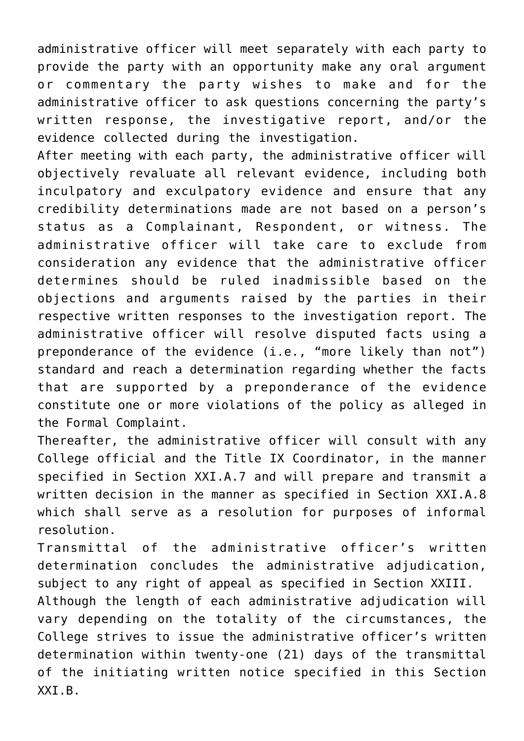administrative officer will meet separately with each party to provide the party with an opportunity make any oral argument or commentary the party wishes to make and for the administrative officer to ask questions concerning the party's written response, the investigative report, and/or the evidence collected during the investigation.

After meeting with each party, the administrative officer will objectively revaluate all relevant evidence, including both inculpatory and exculpatory evidence and ensure that any credibility determinations made are not based on a person's status as a Complainant, Respondent, or witness. The administrative officer will take care to exclude from consideration any evidence that the administrative officer determines should be ruled inadmissible based on the objections and arguments raised by the parties in their respective written responses to the investigation report. The administrative officer will resolve disputed facts using a preponderance of the evidence (i.e., "more likely than not") standard and reach a determination regarding whether the facts that are supported by a preponderance of the evidence constitute one or more violations of the policy as alleged in the Formal Complaint.

Thereafter, the administrative officer will consult with any College official and the Title IX Coordinator, in the manner specified in Section XXI.A.7 and will prepare and transmit a written decision in the manner as specified in Section XXI.A.8 which shall serve as a resolution for purposes of informal resolution.

Transmittal of the administrative officer's written determination concludes the administrative adjudication, subject to any right of appeal as specified in Section XXIII.

Although the length of each administrative adjudication will vary depending on the totality of the circumstances, the College strives to issue the administrative officer's written determination within twenty-one (21) days of the transmittal of the initiating written notice specified in this Section XXI.B.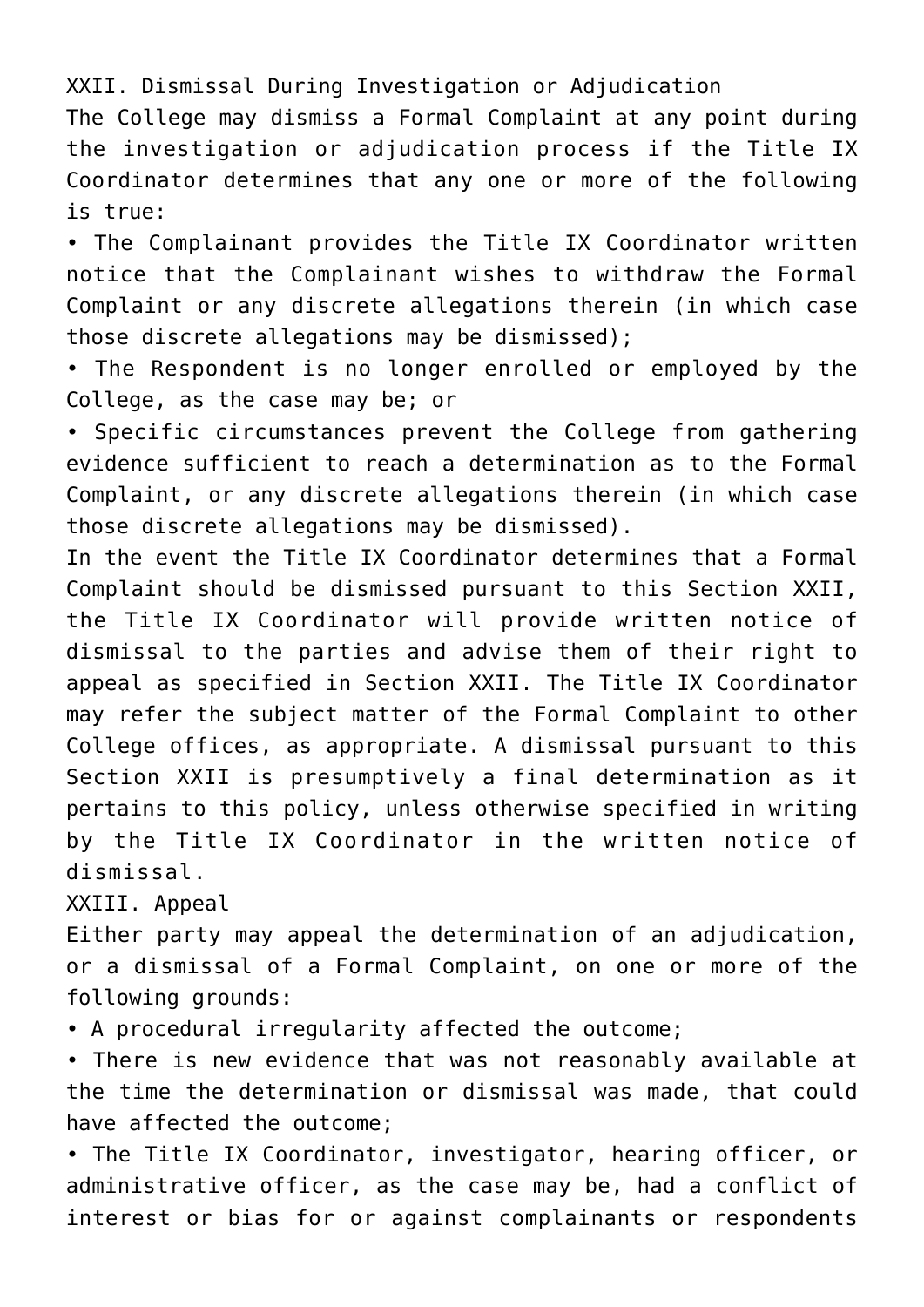## XXII. Dismissal During Investigation or Adjudication

The College may dismiss a Formal Complaint at any point during the investigation or adjudication process if the Title IX Coordinator determines that any one or more of the following is true:

- The Complainant provides the Title IX Coordinator written notice that the Complainant wishes to withdraw the Formal Complaint or any discrete allegations therein (in which case those discrete allegations may be dismissed);
- The Respondent is no longer enrolled or employed by the College, as the case may be; or
- Specific circumstances prevent the College from gathering evidence sufficient to reach a determination as to the Formal Complaint, or any discrete allegations therein (in which case those discrete allegations may be dismissed).

In the event the Title IX Coordinator determines that a Formal Complaint should be dismissed pursuant to this Section XXII, the Title IX Coordinator will provide written notice of dismissal to the parties and advise them of their right to appeal as specified in Section XXII. The Title IX Coordinator may refer the subject matter of the Formal Complaint to other College offices, as appropriate. A dismissal pursuant to this Section XXII is presumptively a final determination as it pertains to this policy, unless otherwise specified in writing by the Title IX Coordinator in the written notice of dismissal.

## XXIII. Appeal

Either party may appeal the determination of an adjudication, or a dismissal of a Formal Complaint, on one or more of the following grounds:

- A procedural irregularity affected the outcome;
- There is new evidence that was not reasonably available at the time the determination or dismissal was made, that could have affected the outcome;
- The Title IX Coordinator, investigator, hearing officer, or administrative officer, as the case may be, had a conflict of interest or bias for or against complainants or respondents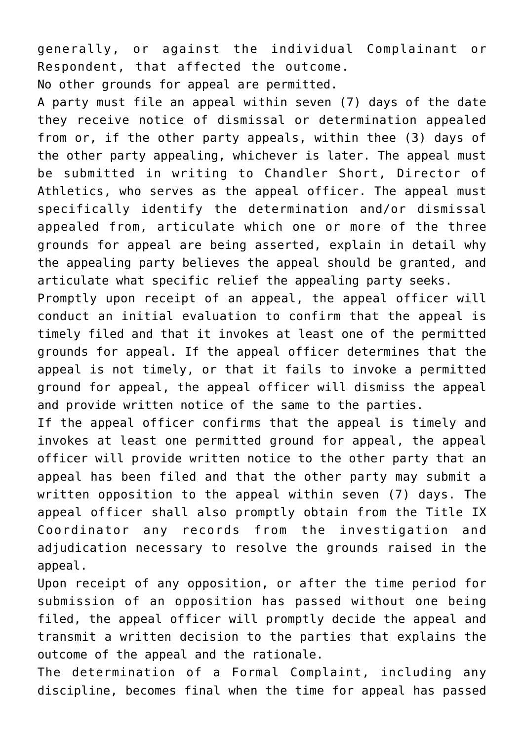generally, or against the individual Complainant or Respondent, that affected the outcome.

No other grounds for appeal are permitted.

A party must file an appeal within seven (7) days of the date they receive notice of dismissal or determination appealed from or, if the other party appeals, within thee (3) days of the other party appealing, whichever is later. The appeal must be submitted in writing to Chandler Short, Director of Athletics, who serves as the appeal officer. The appeal must specifically identify the determination and/or dismissal appealed from, articulate which one or more of the three grounds for appeal are being asserted, explain in detail why the appealing party believes the appeal should be granted, and articulate what specific relief the appealing party seeks.

Promptly upon receipt of an appeal, the appeal officer will conduct an initial evaluation to confirm that the appeal is timely filed and that it invokes at least one of the permitted grounds for appeal. If the appeal officer determines that the appeal is not timely, or that it fails to invoke a permitted ground for appeal, the appeal officer will dismiss the appeal and provide written notice of the same to the parties.

If the appeal officer confirms that the appeal is timely and invokes at least one permitted ground for appeal, the appeal officer will provide written notice to the other party that an appeal has been filed and that the other party may submit a written opposition to the appeal within seven (7) days. The appeal officer shall also promptly obtain from the Title IX Coordinator any records from the investigation and adjudication necessary to resolve the grounds raised in the appeal.

Upon receipt of any opposition, or after the time period for submission of an opposition has passed without one being filed, the appeal officer will promptly decide the appeal and transmit a written decision to the parties that explains the outcome of the appeal and the rationale.

The determination of a Formal Complaint, including any discipline, becomes final when the time for appeal has passed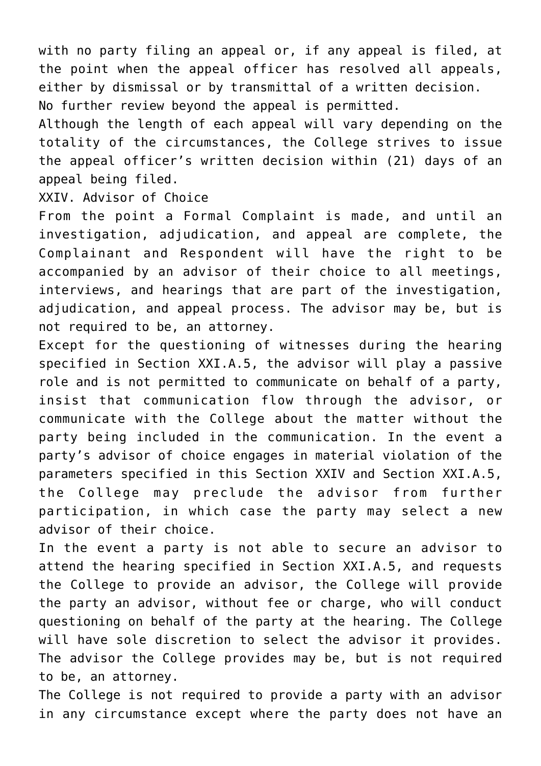with no party filing an appeal or, if any appeal is filed, at the point when the appeal officer has resolved all appeals, either by dismissal or by transmittal of a written decision.

No further review beyond the appeal is permitted.

Although the length of each appeal will vary depending on the totality of the circumstances, the College strives to issue the appeal officer's written decision within (21) days of an appeal being filed.

## XXIV. Advisor of Choice

From the point a Formal Complaint is made, and until an investigation, adjudication, and appeal are complete, the Complainant and Respondent will have the right to be accompanied by an advisor of their choice to all meetings, interviews, and hearings that are part of the investigation, adjudication, and appeal process. The advisor may be, but is not required to be, an attorney.

Except for the questioning of witnesses during the hearing specified in Section XXI.A.5, the advisor will play a passive role and is not permitted to communicate on behalf of a party, insist that communication flow through the advisor, or communicate with the College about the matter without the party being included in the communication. In the event a party's advisor of choice engages in material violation of the parameters specified in this Section XXIV and Section XXI.A.5, the College may preclude the advisor from further participation, in which case the party may select a new advisor of their choice.

In the event a party is not able to secure an advisor to attend the hearing specified in Section XXI.A.5, and requests the College to provide an advisor, the College will provide the party an advisor, without fee or charge, who will conduct questioning on behalf of the party at the hearing. The College will have sole discretion to select the advisor it provides. The advisor the College provides may be, but is not required to be, an attorney.

The College is not required to provide a party with an advisor in any circumstance except where the party does not have an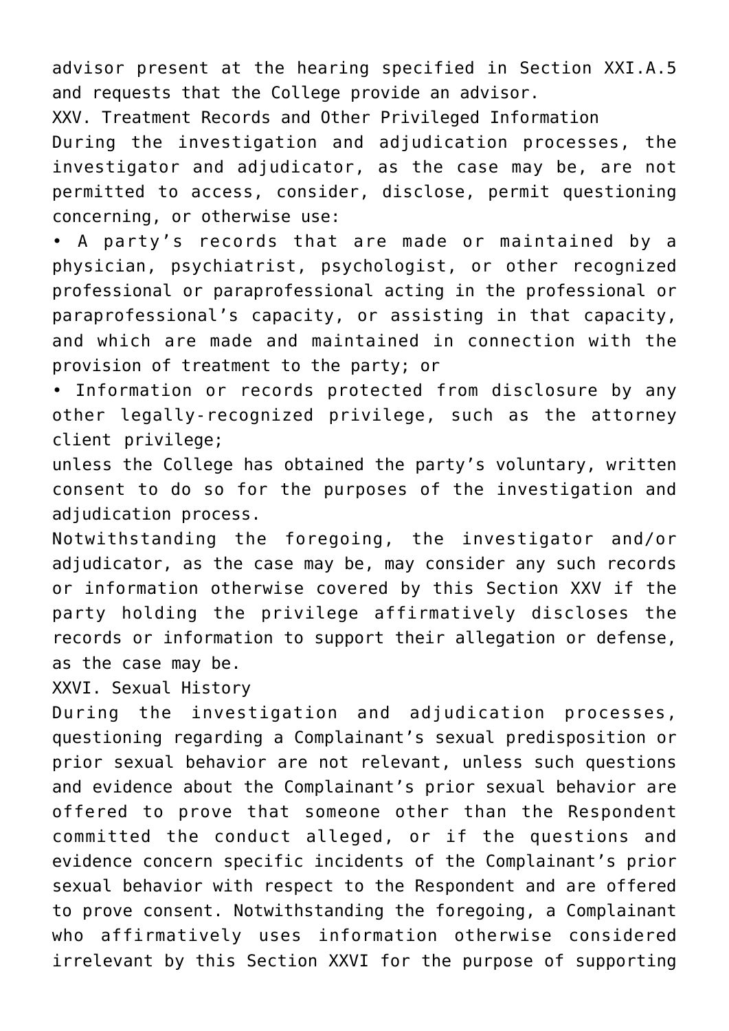advisor present at the hearing specified in Section XXI.A.5 and requests that the College provide an advisor.

## XXV. Treatment Records and Other Privileged Information

During the investigation and adjudication processes, the investigator and adjudicator, as the case may be, are not permitted to access, consider, disclose, permit questioning concerning, or otherwise use:

- A party's records that are made or maintained by a physician, psychiatrist, psychologist, or other recognized professional or paraprofessional acting in the professional or paraprofessional's capacity, or assisting in that capacity, and which are made and maintained in connection with the provision of treatment to the party; or
- Information or records protected from disclosure by any other legally-recognized privilege, such as the attorney client privilege;

unless the College has obtained the party's voluntary, written consent to do so for the purposes of the investigation and adjudication process.

Notwithstanding the foregoing, the investigator and/or adjudicator, as the case may be, may consider any such records or information otherwise covered by this Section XXV if the party holding the privilege affirmatively discloses the records or information to support their allegation or defense, as the case may be.

## XXVI. Sexual History

During the investigation and adjudication processes, questioning regarding a Complainant's sexual predisposition or prior sexual behavior are not relevant, unless such questions and evidence about the Complainant's prior sexual behavior are offered to prove that someone other than the Respondent committed the conduct alleged, or if the questions and evidence concern specific incidents of the Complainant's prior sexual behavior with respect to the Respondent and are offered to prove consent. Notwithstanding the foregoing, a Complainant who affirmatively uses information otherwise considered irrelevant by this Section XXVI for the purpose of supporting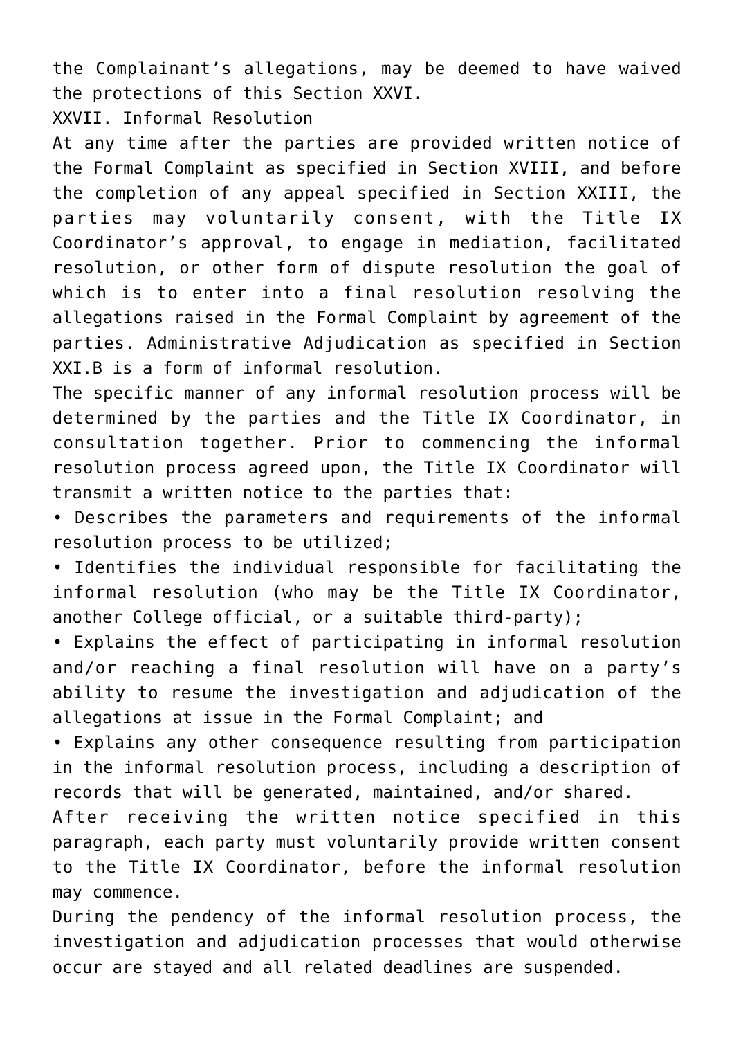the Complainant's allegations, may be deemed to have waived the protections of this Section XXVI.

## XXVII. Informal Resolution

At any time after the parties are provided written notice of the Formal Complaint as specified in Section XVIII, and before the completion of any appeal specified in Section XXIII, the parties may voluntarily consent, with the Title IX Coordinator's approval, to engage in mediation, facilitated resolution, or other form of dispute resolution the goal of which is to enter into a final resolution resolving the allegations raised in the Formal Complaint by agreement of the parties. Administrative Adjudication as specified in Section XXI.B is a form of informal resolution.

The specific manner of any informal resolution process will be determined by the parties and the Title IX Coordinator, in consultation together. Prior to commencing the informal resolution process agreed upon, the Title IX Coordinator will transmit a written notice to the parties that:

- Describes the parameters and requirements of the informal resolution process to be utilized;
- Identifies the individual responsible for facilitating the informal resolution (who may be the Title IX Coordinator, another College official, or a suitable third-party);
- Explains the effect of participating in informal resolution and/or reaching a final resolution will have on a party's ability to resume the investigation and adjudication of the allegations at issue in the Formal Complaint; and
- Explains any other consequence resulting from participation in the informal resolution process, including a description of records that will be generated, maintained, and/or shared.

After receiving the written notice specified in this paragraph, each party must voluntarily provide written consent to the Title IX Coordinator, before the informal resolution may commence.

During the pendency of the informal resolution process, the investigation and adjudication processes that would otherwise occur are stayed and all related deadlines are suspended.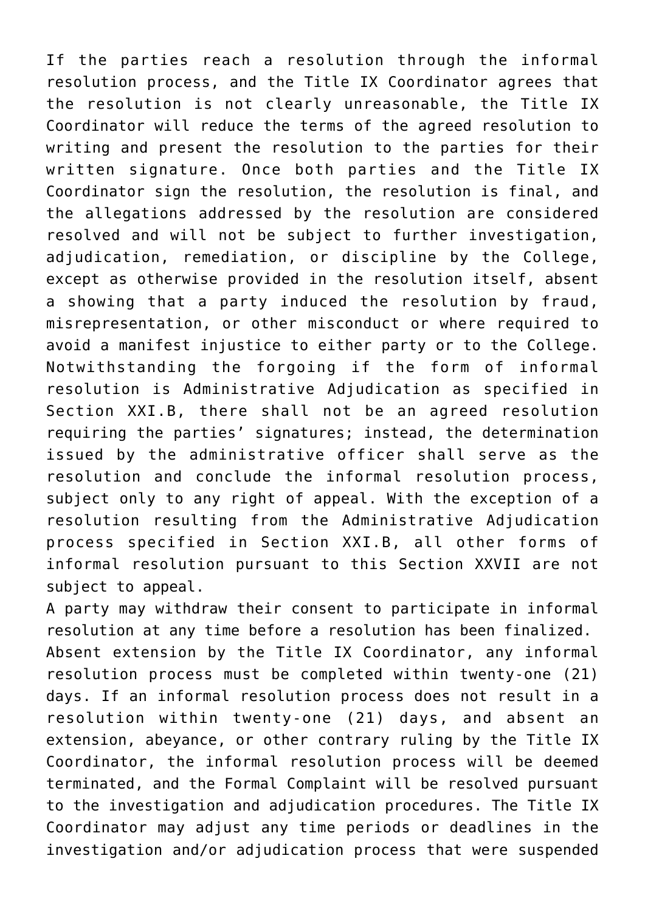If the parties reach a resolution through the informal resolution process, and the Title IX Coordinator agrees that the resolution is not clearly unreasonable, the Title IX Coordinator will reduce the terms of the agreed resolution to writing and present the resolution to the parties for their written signature. Once both parties and the Title IX Coordinator sign the resolution, the resolution is final, and the allegations addressed by the resolution are considered resolved and will not be subject to further investigation, adjudication, remediation, or discipline by the College, except as otherwise provided in the resolution itself, absent a showing that a party induced the resolution by fraud, misrepresentation, or other misconduct or where required to avoid a manifest injustice to either party or to the College. Notwithstanding the forgoing if the form of informal resolution is Administrative Adjudication as specified in Section XXI.B, there shall not be an agreed resolution requiring the parties' signatures; instead, the determination issued by the administrative officer shall serve as the resolution and conclude the informal resolution process, subject only to any right of appeal. With the exception of a resolution resulting from the Administrative Adjudication process specified in Section XXI.B, all other forms of informal resolution pursuant to this Section XXVII are not subject to appeal.

A party may withdraw their consent to participate in informal resolution at any time before a resolution has been finalized.

Absent extension by the Title IX Coordinator, any informal resolution process must be completed within twenty-one (21) days. If an informal resolution process does not result in a resolution within twenty-one (21) days, and absent an extension, abeyance, or other contrary ruling by the Title IX Coordinator, the informal resolution process will be deemed terminated, and the Formal Complaint will be resolved pursuant to the investigation and adjudication procedures. The Title IX Coordinator may adjust any time periods or deadlines in the investigation and/or adjudication process that were suspended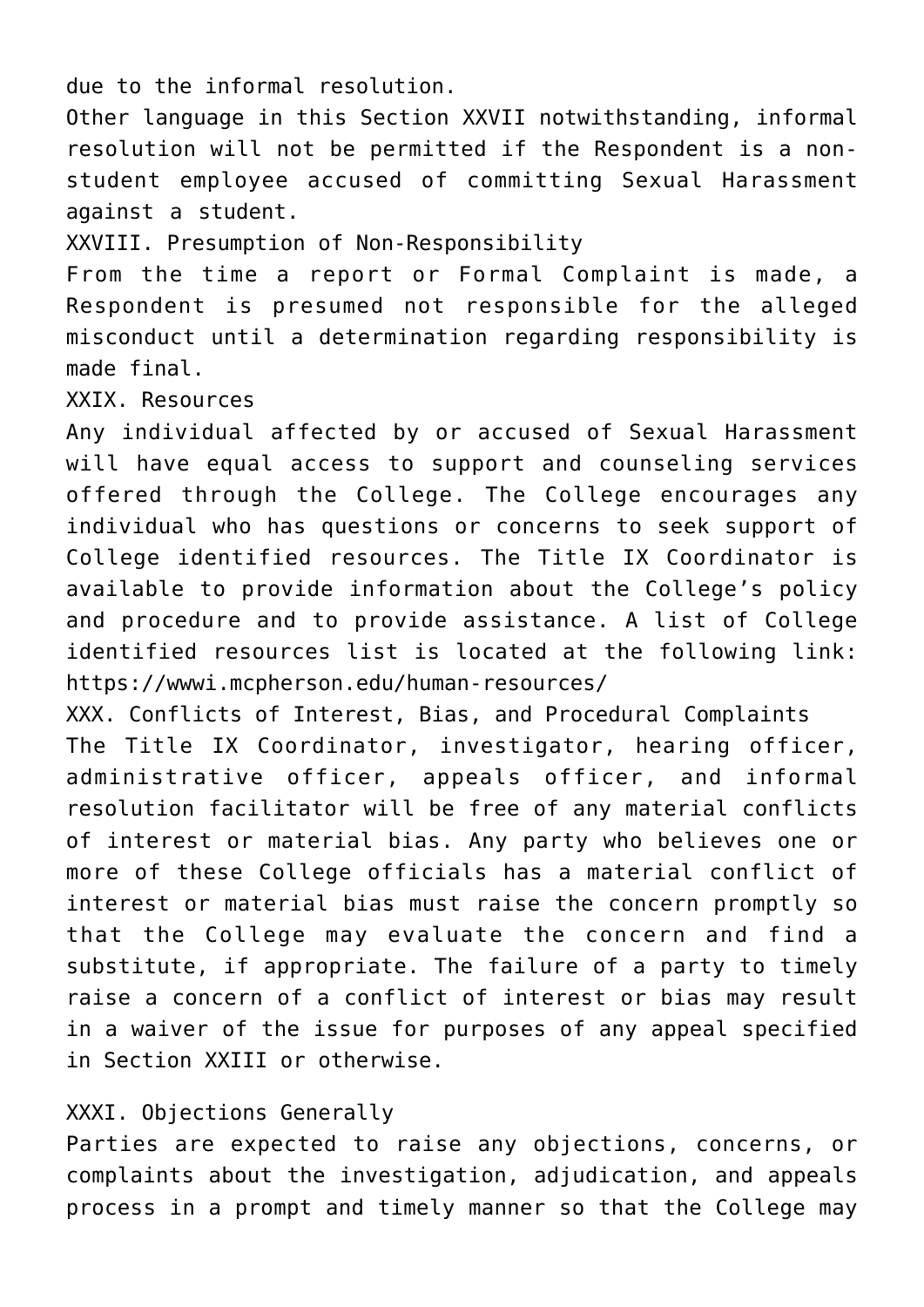due to the informal resolution.

Other language in this Section XXVII notwithstanding, informal resolution will not be permitted if the Respondent is a non-student employee accused of committing Sexual Harassment against a student.

## XXVIII. Presumption of Non-Responsibility

From the time a report or Formal Complaint is made, a Respondent is presumed not responsible for the alleged misconduct until a determination regarding responsibility is made final.

## XXIX. Resources

Any individual affected by or accused of Sexual Harassment will have equal access to support and counseling services offered through the College. The College encourages any individual who has questions or concerns to seek support of College identified resources. The Title IX Coordinator is available to provide information about the College's policy and procedure and to provide assistance. A list of College identified resources list is located at the following link: https://wwwi.mcpherson.edu/human-resources/

## XXX. Conflicts of Interest, Bias, and Procedural Complaints

The Title IX Coordinator, investigator, hearing officer, administrative officer, appeals officer, and informal resolution facilitator will be free of any material conflicts of interest or material bias. Any party who believes one or more of these College officials has a material conflict of interest or material bias must raise the concern promptly so that the College may evaluate the concern and find a substitute, if appropriate. The failure of a party to timely raise a concern of a conflict of interest or bias may result in a waiver of the issue for purposes of any appeal specified in Section XXIII or otherwise.

## XXXI. Objections Generally

Parties are expected to raise any objections, concerns, or complaints about the investigation, adjudication, and appeals process in a prompt and timely manner so that the College may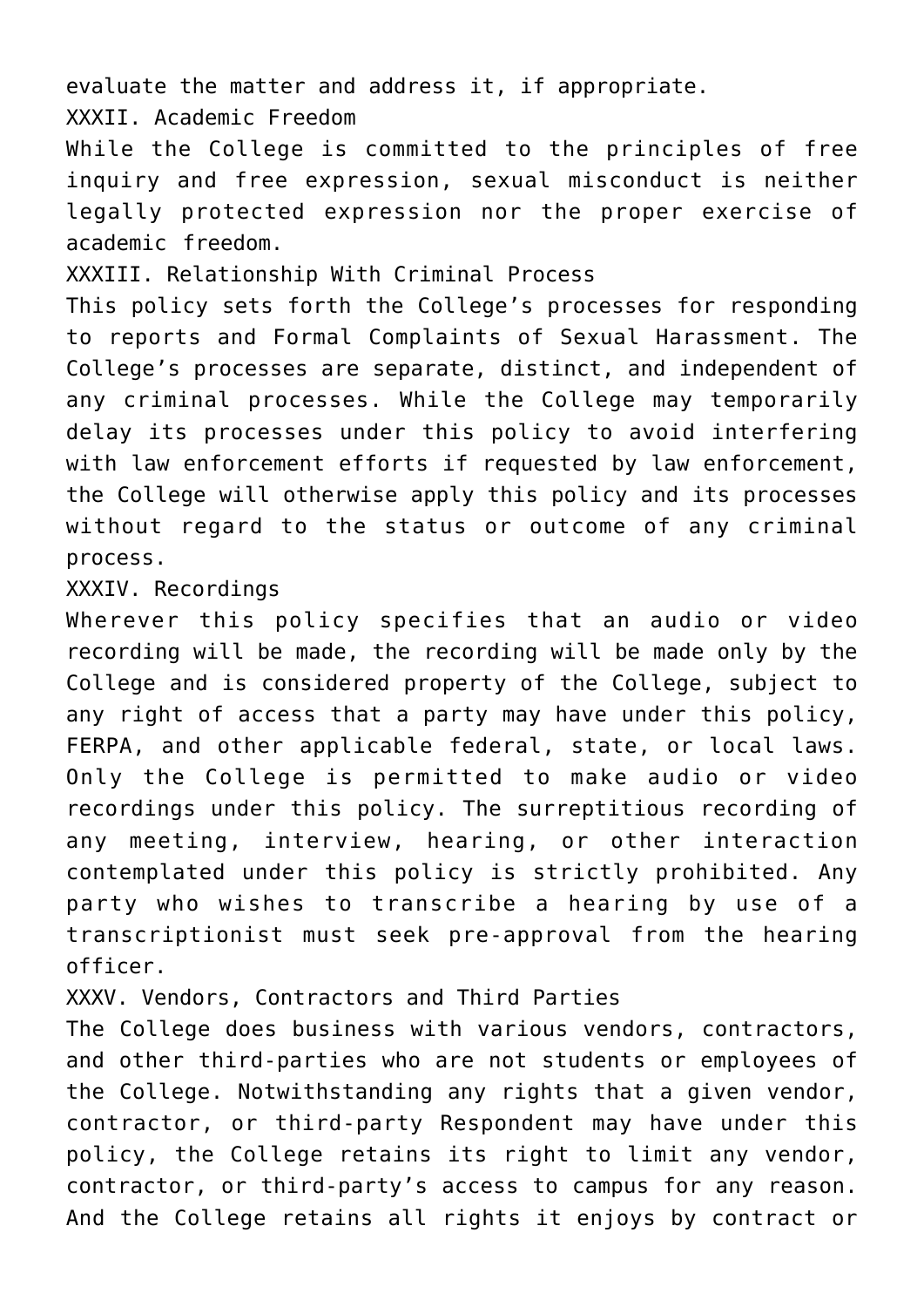evaluate the matter and address it, if appropriate.

## XXXII. Academic Freedom

While the College is committed to the principles of free inquiry and free expression, sexual misconduct is neither legally protected expression nor the proper exercise of academic freedom.

## XXXIII. Relationship With Criminal Process

This policy sets forth the College's processes for responding to reports and Formal Complaints of Sexual Harassment. The College's processes are separate, distinct, and independent of any criminal processes. While the College may temporarily delay its processes under this policy to avoid interfering with law enforcement efforts if requested by law enforcement, the College will otherwise apply this policy and its processes without regard to the status or outcome of any criminal process.

## XXXIV. Recordings

Wherever this policy specifies that an audio or video recording will be made, the recording will be made only by the College and is considered property of the College, subject to any right of access that a party may have under this policy, FERPA, and other applicable federal, state, or local laws. Only the College is permitted to make audio or video recordings under this policy. The surreptitious recording of any meeting, interview, hearing, or other interaction contemplated under this policy is strictly prohibited. Any party who wishes to transcribe a hearing by use of a transcriptionist must seek pre-approval from the hearing officer.

## XXXV. Vendors, Contractors and Third Parties

The College does business with various vendors, contractors, and other third-parties who are not students or employees of the College. Notwithstanding any rights that a given vendor, contractor, or third-party Respondent may have under this policy, the College retains its right to limit any vendor, contractor, or third-party's access to campus for any reason. And the College retains all rights it enjoys by contract or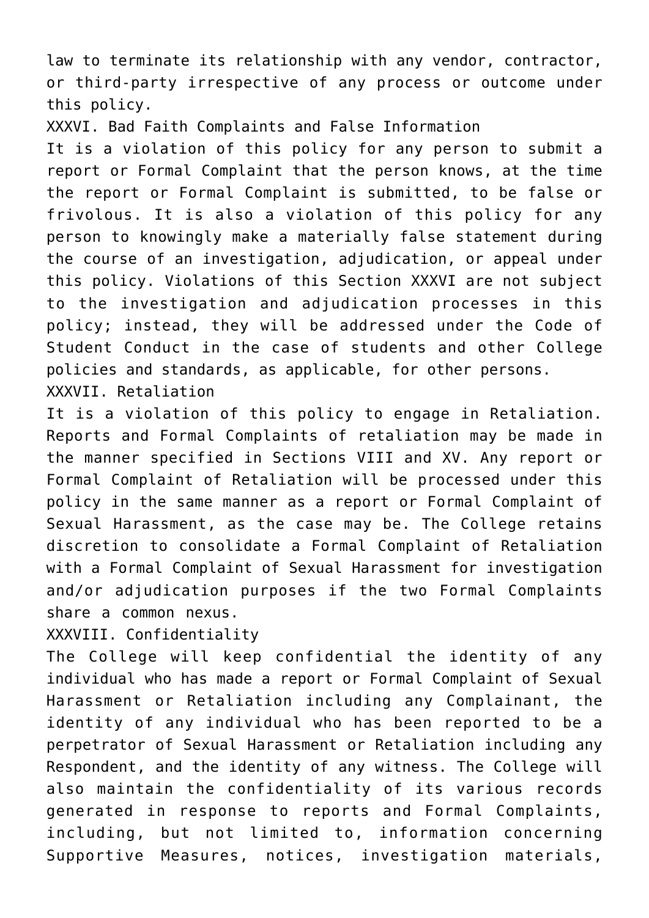law to terminate its relationship with any vendor, contractor, or third-party irrespective of any process or outcome under this policy.

## XXXVI. Bad Faith Complaints and False Information

It is a violation of this policy for any person to submit a report or Formal Complaint that the person knows, at the time the report or Formal Complaint is submitted, to be false or frivolous. It is also a violation of this policy for any person to knowingly make a materially false statement during the course of an investigation, adjudication, or appeal under this policy. Violations of this Section XXXVI are not subject to the investigation and adjudication processes in this policy; instead, they will be addressed under the Code of Student Conduct in the case of students and other College policies and standards, as applicable, for other persons.

## XXXVII. Retaliation

It is a violation of this policy to engage in Retaliation. Reports and Formal Complaints of retaliation may be made in the manner specified in Sections VIII and XV. Any report or Formal Complaint of Retaliation will be processed under this policy in the same manner as a report or Formal Complaint of Sexual Harassment, as the case may be. The College retains discretion to consolidate a Formal Complaint of Retaliation with a Formal Complaint of Sexual Harassment for investigation and/or adjudication purposes if the two Formal Complaints share a common nexus.

## XXXVIII. Confidentiality

The College will keep confidential the identity of any individual who has made a report or Formal Complaint of Sexual Harassment or Retaliation including any Complainant, the identity of any individual who has been reported to be a perpetrator of Sexual Harassment or Retaliation including any Respondent, and the identity of any witness. The College will also maintain the confidentiality of its various records generated in response to reports and Formal Complaints, including, but not limited to, information concerning Supportive Measures, notices, investigation materials,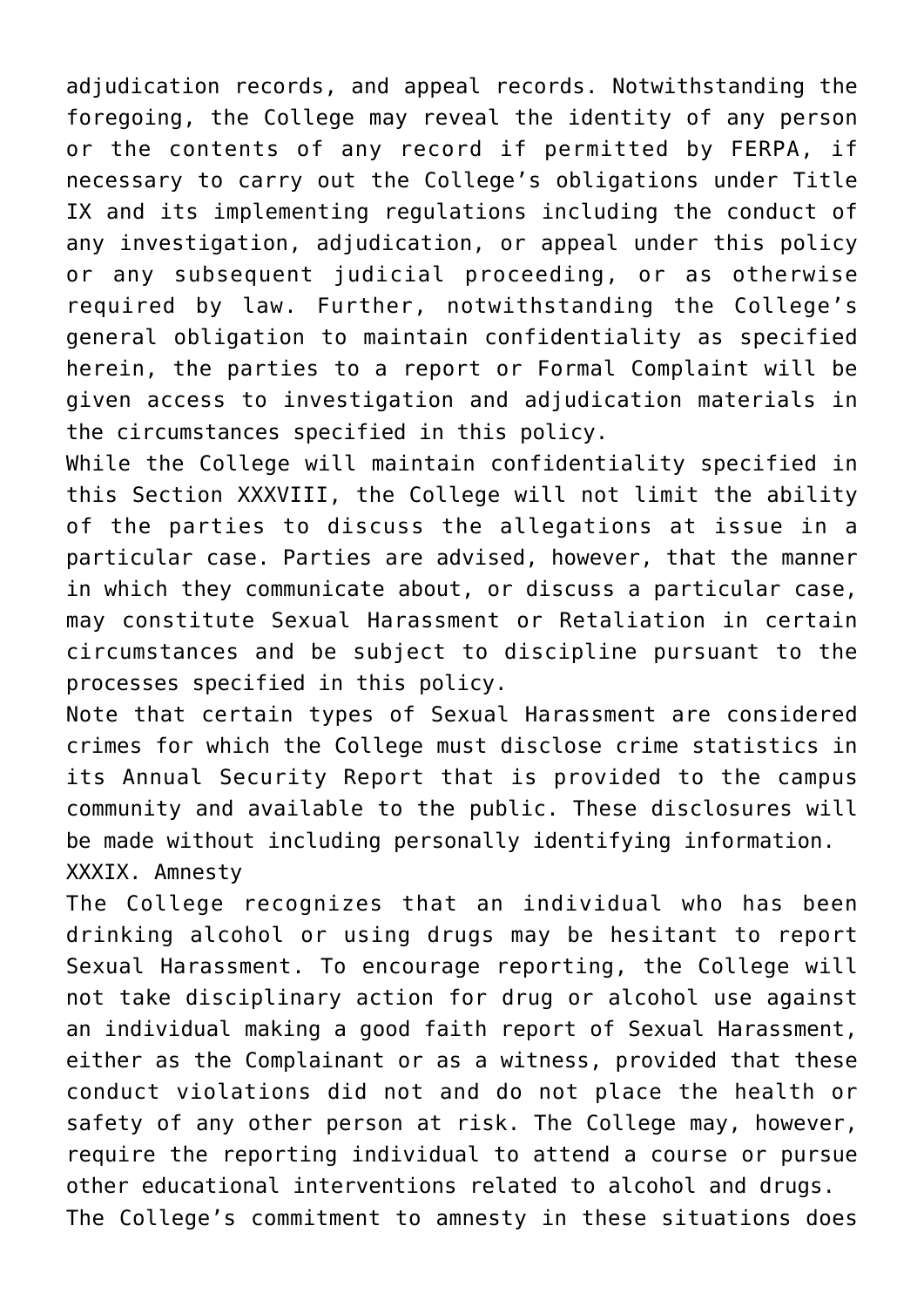adjudication records, and appeal records. Notwithstanding the foregoing, the College may reveal the identity of any person or the contents of any record if permitted by FERPA, if necessary to carry out the College's obligations under Title IX and its implementing regulations including the conduct of any investigation, adjudication, or appeal under this policy or any subsequent judicial proceeding, or as otherwise required by law. Further, notwithstanding the College's general obligation to maintain confidentiality as specified herein, the parties to a report or Formal Complaint will be given access to investigation and adjudication materials in the circumstances specified in this policy.

While the College will maintain confidentiality specified in this Section XXXVIII, the College will not limit the ability of the parties to discuss the allegations at issue in a particular case. Parties are advised, however, that the manner in which they communicate about, or discuss a particular case, may constitute Sexual Harassment or Retaliation in certain circumstances and be subject to discipline pursuant to the processes specified in this policy.

Note that certain types of Sexual Harassment are considered crimes for which the College must disclose crime statistics in its Annual Security Report that is provided to the campus community and available to the public. These disclosures will be made without including personally identifying information.

## XXXIX. Amnesty

The College recognizes that an individual who has been drinking alcohol or using drugs may be hesitant to report Sexual Harassment. To encourage reporting, the College will not take disciplinary action for drug or alcohol use against an individual making a good faith report of Sexual Harassment, either as the Complainant or as a witness, provided that these conduct violations did not and do not place the health or safety of any other person at risk. The College may, however, require the reporting individual to attend a course or pursue other educational interventions related to alcohol and drugs.

The College's commitment to amnesty in these situations does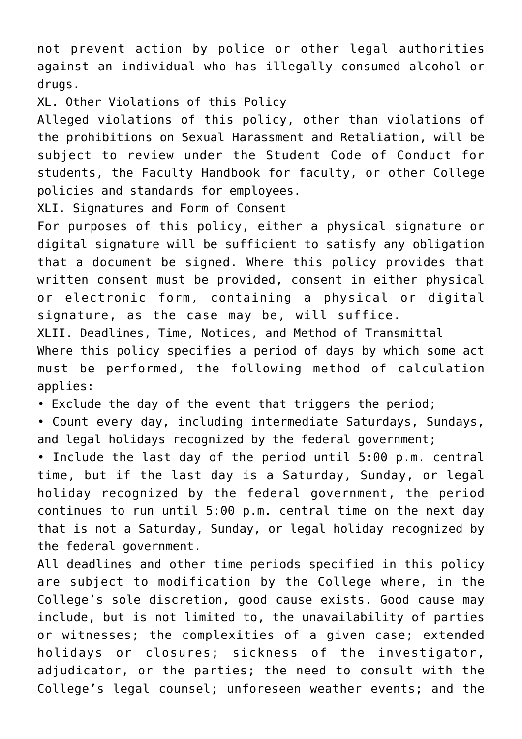not prevent action by police or other legal authorities against an individual who has illegally consumed alcohol or drugs.

## XL. Other Violations of this Policy

Alleged violations of this policy, other than violations of the prohibitions on Sexual Harassment and Retaliation, will be subject to review under the Student Code of Conduct for students, the Faculty Handbook for faculty, or other College policies and standards for employees.

## XLI. Signatures and Form of Consent

For purposes of this policy, either a physical signature or digital signature will be sufficient to satisfy any obligation that a document be signed. Where this policy provides that written consent must be provided, consent in either physical or electronic form, containing a physical or digital signature, as the case may be, will suffice.

## XLII. Deadlines, Time, Notices, and Method of Transmittal

Where this policy specifies a period of days by which some act must be performed, the following method of calculation applies:

- Exclude the day of the event that triggers the period;
- Count every day, including intermediate Saturdays, Sundays, and legal holidays recognized by the federal government;
- Include the last day of the period until 5:00 p.m. central time, but if the last day is a Saturday, Sunday, or legal holiday recognized by the federal government, the period continues to run until 5:00 p.m. central time on the next day that is not a Saturday, Sunday, or legal holiday recognized by the federal government.

All deadlines and other time periods specified in this policy are subject to modification by the College where, in the College's sole discretion, good cause exists. Good cause may include, but is not limited to, the unavailability of parties or witnesses; the complexities of a given case; extended holidays or closures; sickness of the investigator, adjudicator, or the parties; the need to consult with the College's legal counsel; unforeseen weather events; and the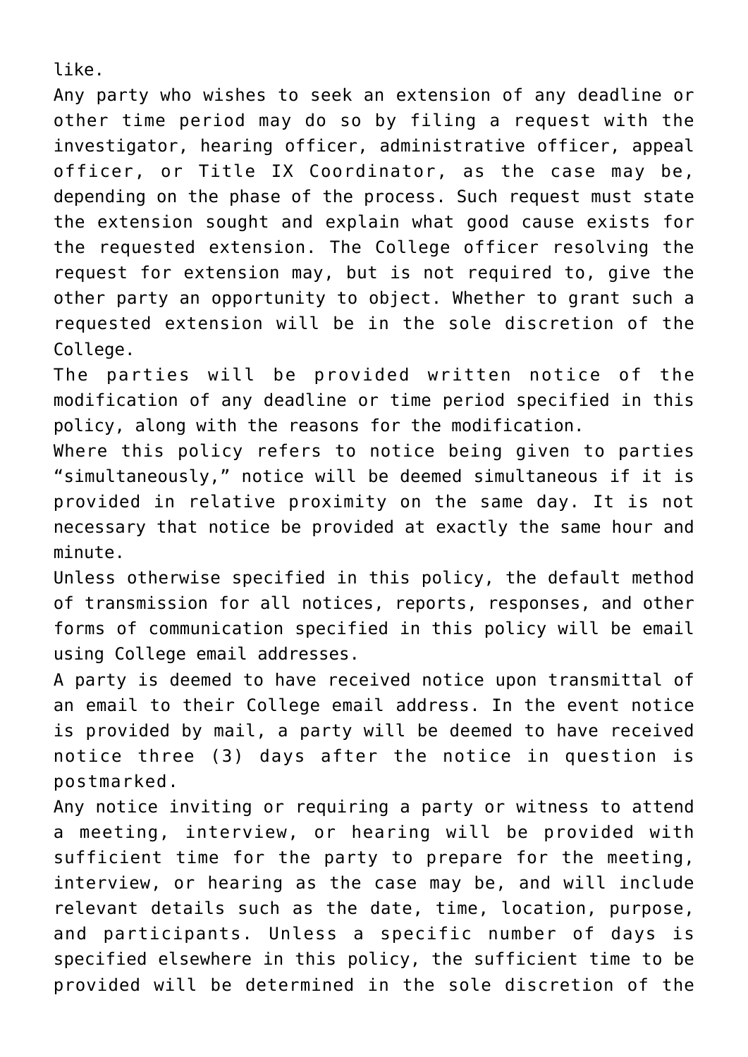like.

Any party who wishes to seek an extension of any deadline or other time period may do so by filing a request with the investigator, hearing officer, administrative officer, appeal officer, or Title IX Coordinator, as the case may be, depending on the phase of the process. Such request must state the extension sought and explain what good cause exists for the requested extension. The College officer resolving the request for extension may, but is not required to, give the other party an opportunity to object. Whether to grant such a requested extension will be in the sole discretion of the College.

The parties will be provided written notice of the modification of any deadline or time period specified in this policy, along with the reasons for the modification.

Where this policy refers to notice being given to parties "simultaneously," notice will be deemed simultaneous if it is provided in relative proximity on the same day. It is not necessary that notice be provided at exactly the same hour and minute.

Unless otherwise specified in this policy, the default method of transmission for all notices, reports, responses, and other forms of communication specified in this policy will be email using College email addresses.

A party is deemed to have received notice upon transmittal of an email to their College email address. In the event notice is provided by mail, a party will be deemed to have received notice three (3) days after the notice in question is postmarked.

Any notice inviting or requiring a party or witness to attend a meeting, interview, or hearing will be provided with sufficient time for the party to prepare for the meeting, interview, or hearing as the case may be, and will include relevant details such as the date, time, location, purpose, and participants. Unless a specific number of days is specified elsewhere in this policy, the sufficient time to be provided will be determined in the sole discretion of the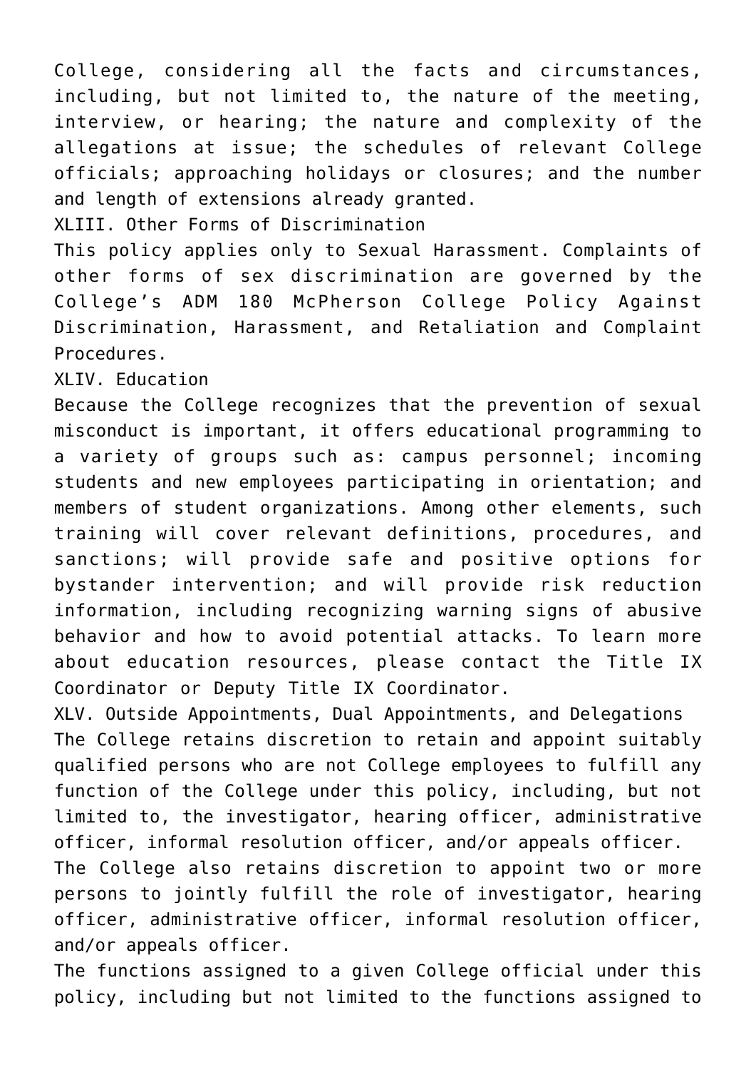College, considering all the facts and circumstances, including, but not limited to, the nature of the meeting, interview, or hearing; the nature and complexity of the allegations at issue; the schedules of relevant College officials; approaching holidays or closures; and the number and length of extensions already granted.

## XLIII. Other Forms of Discrimination

This policy applies only to Sexual Harassment. Complaints of other forms of sex discrimination are governed by the College's ADM 180 McPherson College Policy Against Discrimination, Harassment, and Retaliation and Complaint Procedures.

## XLIV. Education

Because the College recognizes that the prevention of sexual misconduct is important, it offers educational programming to a variety of groups such as: campus personnel; incoming students and new employees participating in orientation; and members of student organizations. Among other elements, such training will cover relevant definitions, procedures, and sanctions; will provide safe and positive options for bystander intervention; and will provide risk reduction information, including recognizing warning signs of abusive behavior and how to avoid potential attacks. To learn more about education resources, please contact the Title IX Coordinator or Deputy Title IX Coordinator.

## XLV. Outside Appointments, Dual Appointments, and Delegations

The College retains discretion to retain and appoint suitably qualified persons who are not College employees to fulfill any function of the College under this policy, including, but not limited to, the investigator, hearing officer, administrative officer, informal resolution officer, and/or appeals officer.

The College also retains discretion to appoint two or more persons to jointly fulfill the role of investigator, hearing officer, administrative officer, informal resolution officer, and/or appeals officer.

The functions assigned to a given College official under this policy, including but not limited to the functions assigned to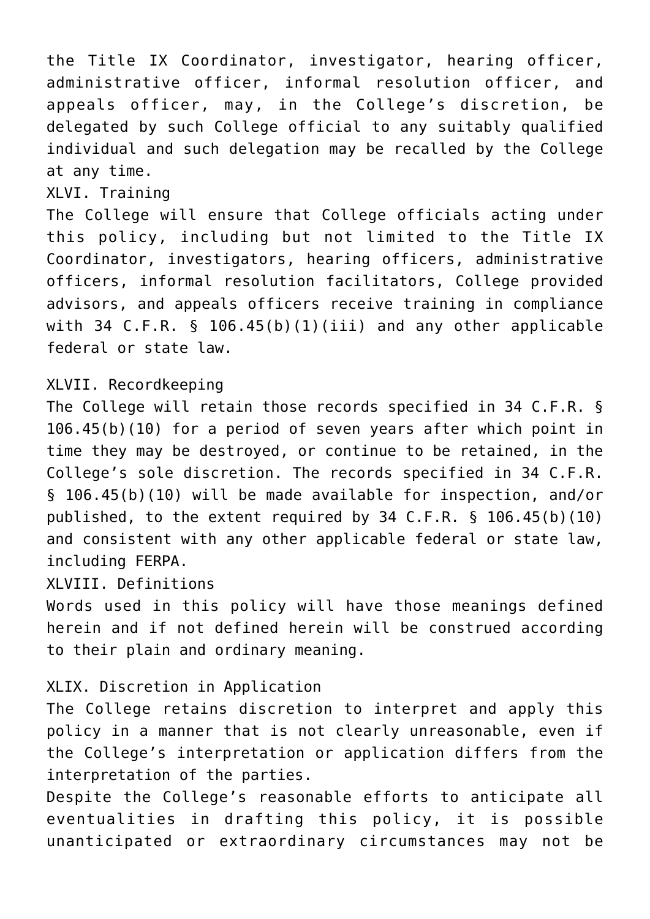the Title IX Coordinator, investigator, hearing officer, administrative officer, informal resolution officer, and appeals officer, may, in the College's discretion, be delegated by such College official to any suitably qualified individual and such delegation may be recalled by the College at any time.

## XLVI. Training

The College will ensure that College officials acting under this policy, including but not limited to the Title IX Coordinator, investigators, hearing officers, administrative officers, informal resolution facilitators, College provided advisors, and appeals officers receive training in compliance with 34 C.F.R. § 106.45(b)(1)(iii) and any other applicable federal or state law.

## XLVII. Recordkeeping

The College will retain those records specified in 34 C.F.R. § 106.45(b)(10) for a period of seven years after which point in time they may be destroyed, or continue to be retained, in the College's sole discretion. The records specified in 34 C.F.R. § 106.45(b)(10) will be made available for inspection, and/or published, to the extent required by 34 C.F.R. § 106.45(b)(10) and consistent with any other applicable federal or state law, including FERPA.

## XLVIII. Definitions

Words used in this policy will have those meanings defined herein and if not defined herein will be construed according to their plain and ordinary meaning.

## XLIX. Discretion in Application

The College retains discretion to interpret and apply this policy in a manner that is not clearly unreasonable, even if the College's interpretation or application differs from the interpretation of the parties.

Despite the College's reasonable efforts to anticipate all eventualities in drafting this policy, it is possible unanticipated or extraordinary circumstances may not be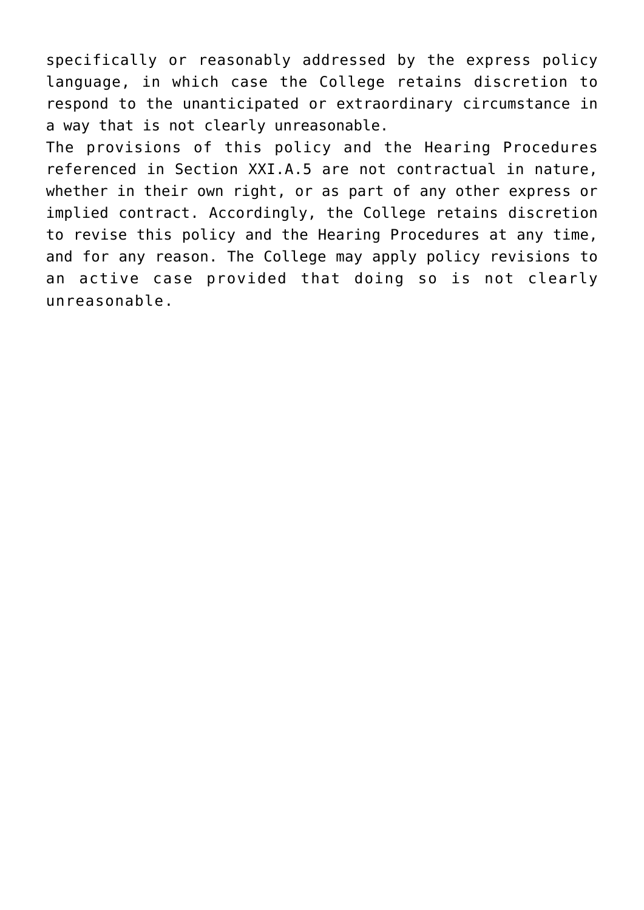specifically or reasonably addressed by the express policy language, in which case the College retains discretion to respond to the unanticipated or extraordinary circumstance in a way that is not clearly unreasonable.

The provisions of this policy and the Hearing Procedures referenced in Section XXI.A.5 are not contractual in nature, whether in their own right, or as part of any other express or implied contract. Accordingly, the College retains discretion to revise this policy and the Hearing Procedures at any time, and for any reason. The College may apply policy revisions to an active case provided that doing so is not clearly unreasonable.